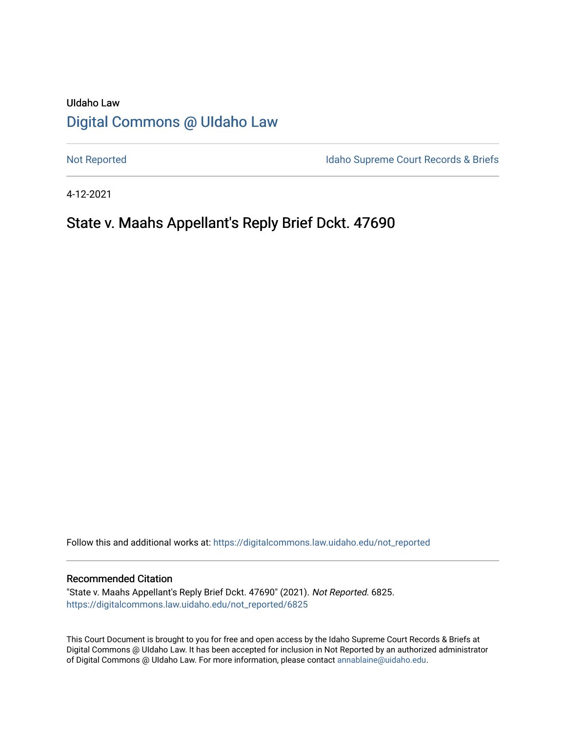UIdaho Law

# Digital Commons @ UIdaho Law

Not Reported

Idaho Supreme Court Records & Briefs

4-12-2021

## State v. Maahs Appellant's Reply Brief Dckt. 47690

Follow this and additional works at: https://digitalcommons.law.uidaho.edu/not_reported

### Recommended Citation

"State v. Maahs Appellant's Reply Brief Dckt. 47690" (2021). *Not Reported*. 6825.
https://digitalcommons.law.uidaho.edu/not_reported/6825

This Court Document is brought to you for free and open access by the Idaho Supreme Court Records & Briefs at Digital Commons @ UIdaho Law. It has been accepted for inclusion in Not Reported by an authorized administrator of Digital Commons @ UIdaho Law. For more information, please contact annablaine@uidaho.edu.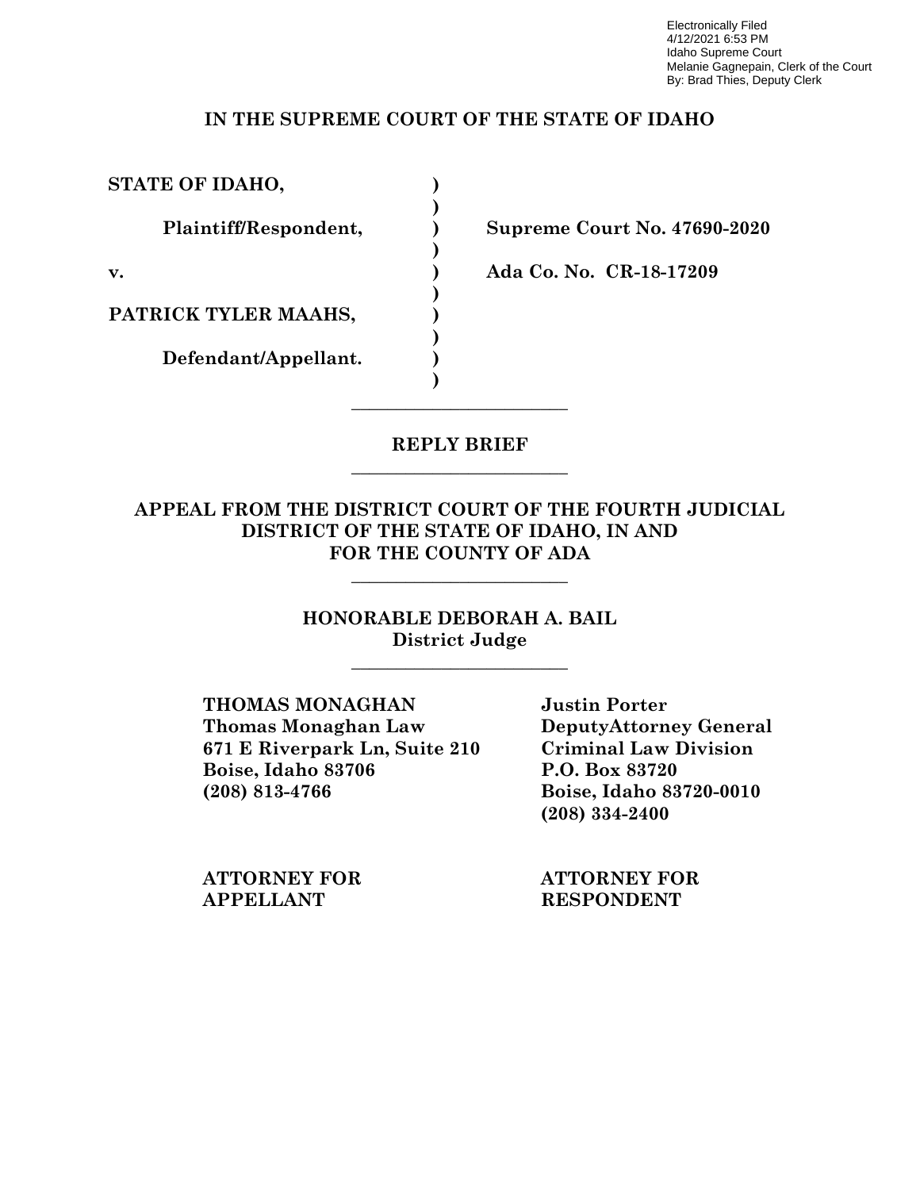Electronically Filed
4/12/2021 6:53 PM
Idaho Supreme Court
Melanie Gagnepain, Clerk of the Court
By: Brad Thies, Deputy Clerk

**IN THE SUPREME COURT OF THE STATE OF IDAHO**

| | | |
|---|---|---|
| **STATE OF IDAHO,** | **)** | |
| | **)** | |
| **Plaintiff/Respondent,** | **)** | **Supreme Court No. 47690-2020** |
| | **)** | |
| **v.** | **)** | **Ada Co. No. CR-18-17209** |
| | **)** | |
| **PATRICK TYLER MAAHS,** | **)** | |
| | **)** | |
| **Defendant/Appellant.** | **)** | |
| | **)** | |

---

**REPLY BRIEF**

---

**APPEAL FROM THE DISTRICT COURT OF THE FOURTH JUDICIAL DISTRICT OF THE STATE OF IDAHO, IN AND FOR THE COUNTY OF ADA**

---

**HONORABLE DEBORAH A. BAIL**
**District Judge**

---

| | |
|---|---|
| **THOMAS MONAGHAN** | **Justin Porter** |
| **Thomas Monaghan Law** | **DeputyAttorney General** |
| **671 E Riverpark Ln, Suite 210** | **Criminal Law Division** |
| **Boise, Idaho 83706** | **P.O. Box 83720** |
| **(208) 813-4766** | **Boise, Idaho 83720-0010** |
| | **(208) 334-2400** |
| | |
| **ATTORNEY FOR APPELLANT** | **ATTORNEY FOR RESPONDENT** |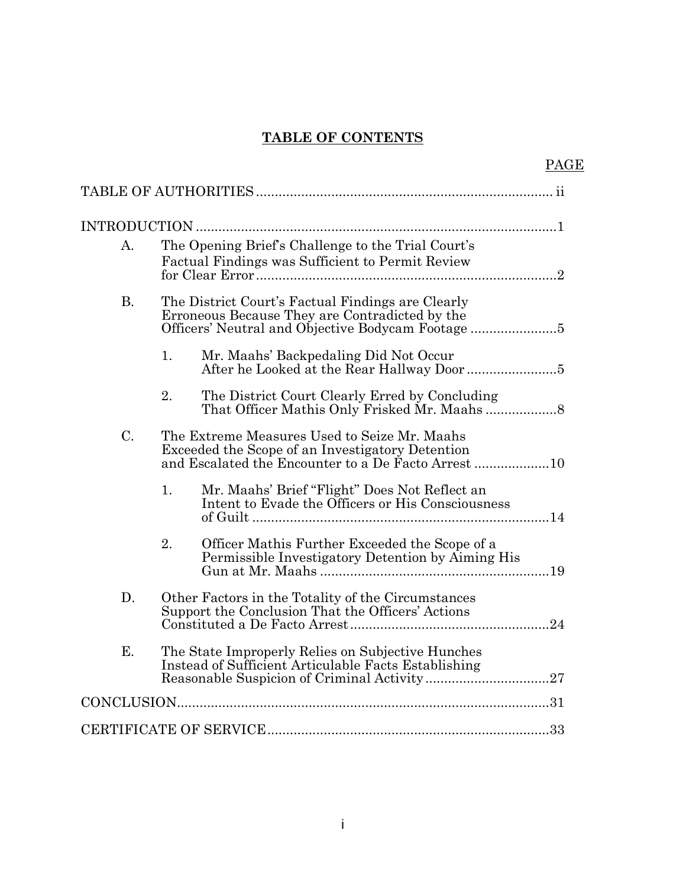# TABLE OF CONTENTS

| | PAGE |
|---|---|
| TABLE OF AUTHORITIES | ii |
| INTRODUCTION | 1 |
| A. The Opening Brief's Challenge to the Trial Court's Factual Findings was Sufficient to Permit Review for Clear Error | 2 |
| B. The District Court's Factual Findings are Clearly Erroneous Because They are Contradicted by the Officers' Neutral and Objective Bodycam Footage | 5 |
| 1. Mr. Maahs' Backpedaling Did Not Occur After he Looked at the Rear Hallway Door | 5 |
| 2. The District Court Clearly Erred by Concluding That Officer Mathis Only Frisked Mr. Maahs | 8 |
| C. The Extreme Measures Used to Seize Mr. Maahs Exceeded the Scope of an Investigatory Detention and Escalated the Encounter to a De Facto Arrest | 10 |
| 1. Mr. Maahs' Brief "Flight" Does Not Reflect an Intent to Evade the Officers or His Consciousness of Guilt | 14 |
| 2. Officer Mathis Further Exceeded the Scope of a Permissible Investigatory Detention by Aiming His Gun at Mr. Maahs | 19 |
| D. Other Factors in the Totality of the Circumstances Support the Conclusion That the Officers' Actions Constituted a De Facto Arrest | 24 |
| E. The State Improperly Relies on Subjective Hunches Instead of Sufficient Articulable Facts Establishing Reasonable Suspicion of Criminal Activity | 27 |
| CONCLUSION | 31 |
| CERTIFICATE OF SERVICE | 33 |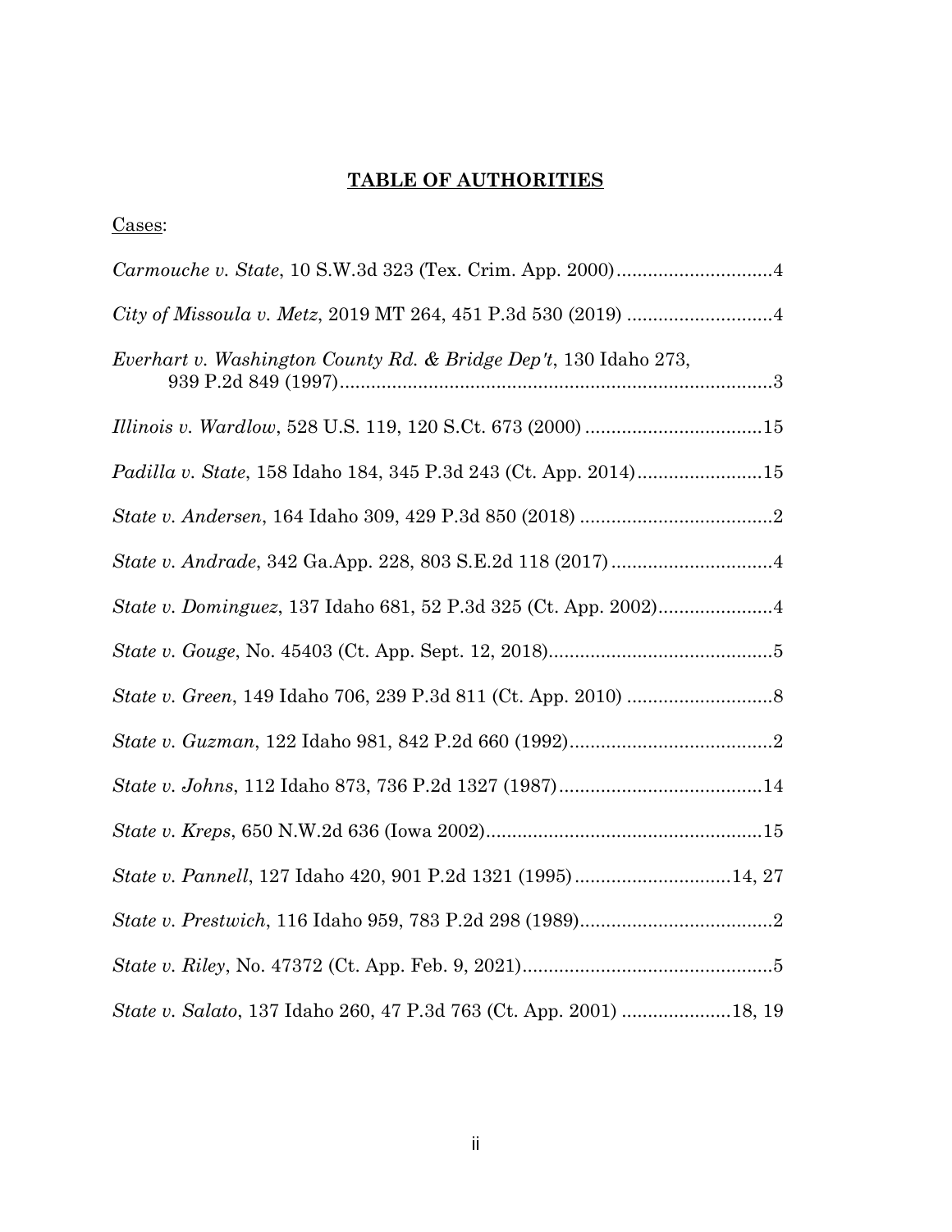## **TABLE OF AUTHORITIES**

Cases:

*Carmouche v. State*, 10 S.W.3d 323 (Tex. Crim. App. 2000)..............................4

*City of Missoula v. Metz*, 2019 MT 264, 451 P.3d 530 (2019) ............................4

*Everhart v. Washington County Rd. & Bridge Dep't*, 130 Idaho 273, 939 P.2d 849 (1997)....................................................................................3

*Illinois v. Wardlow*, 528 U.S. 119, 120 S.Ct. 673 (2000) ..................................15

*Padilla v. State*, 158 Idaho 184, 345 P.3d 243 (Ct. App. 2014)........................15

*State v. Andersen*, 164 Idaho 309, 429 P.3d 850 (2018) .....................................2

*State v. Andrade*, 342 Ga.App. 228, 803 S.E.2d 118 (2017) ...............................4

*State v. Dominguez*, 137 Idaho 681, 52 P.3d 325 (Ct. App. 2002)......................4

*State v. Gouge*, No. 45403 (Ct. App. Sept. 12, 2018)...........................................5

*State v. Green*, 149 Idaho 706, 239 P.3d 811 (Ct. App. 2010) ............................8

*State v. Guzman*, 122 Idaho 981, 842 P.2d 660 (1992).......................................2

*State v. Johns*, 112 Idaho 873, 736 P.2d 1327 (1987).......................................14

*State v. Kreps*, 650 N.W.2d 636 (Iowa 2002).....................................................15

*State v. Pannell*, 127 Idaho 420, 901 P.2d 1321 (1995)..............................14, 27

*State v. Prestwich*, 116 Idaho 959, 783 P.2d 298 (1989).....................................2

*State v. Riley*, No. 47372 (Ct. App. Feb. 9, 2021)................................................5

*State v. Salato*, 137 Idaho 260, 47 P.3d 763 (Ct. App. 2001) .....................18, 19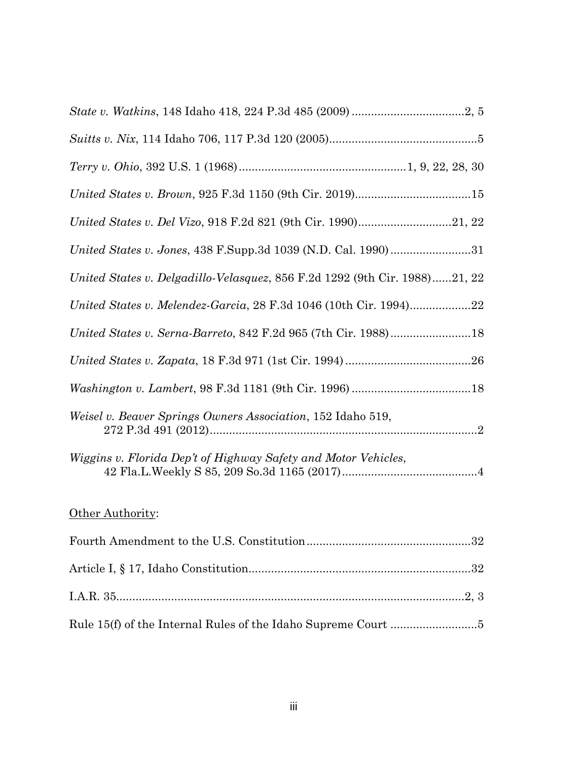*State v. Watkins*, 148 Idaho 418, 224 P.3d 485 (2009) ....................................2, 5

*Suitts v. Nix*, 114 Idaho 706, 117 P.3d 120 (2005)...............................................5

*Terry v. Ohio*, 392 U.S. 1 (1968)....................................................1, 9, 22, 28, 30

*United States v. Brown*, 925 F.3d 1150 (9th Cir. 2019)....................................15

*United States v. Del Vizo*, 918 F.2d 821 (9th Cir. 1990).............................21, 22

*United States v. Jones*, 438 F.Supp.3d 1039 (N.D. Cal. 1990).........................31

*United States v. Delgadillo-Velasquez*, 856 F.2d 1292 (9th Cir. 1988)......21, 22

*United States v. Melendez-Garcia*, 28 F.3d 1046 (10th Cir. 1994)...................22

*United States v. Serna-Barreto*, 842 F.2d 965 (7th Cir. 1988).........................18

*United States v. Zapata*, 18 F.3d 971 (1st Cir. 1994).......................................26

*Washington v. Lambert*, 98 F.3d 1181 (9th Cir. 1996).....................................18

*Weisel v. Beaver Springs Owners Association*, 152 Idaho 519, 272 P.3d 491 (2012)....................................................................................2

*Wiggins v. Florida Dep't of Highway Safety and Motor Vehicles*, 42 Fla.L.Weekly S 85, 209 So.3d 1165 (2017)..........................................4

Other Authority:

Fourth Amendment to the U.S. Constitution...................................................32

Article I, § 17, Idaho Constitution.....................................................................32

I.A.R. 35...........................................................................................................2, 3

Rule 15(f) of the Internal Rules of the Idaho Supreme Court ...........................5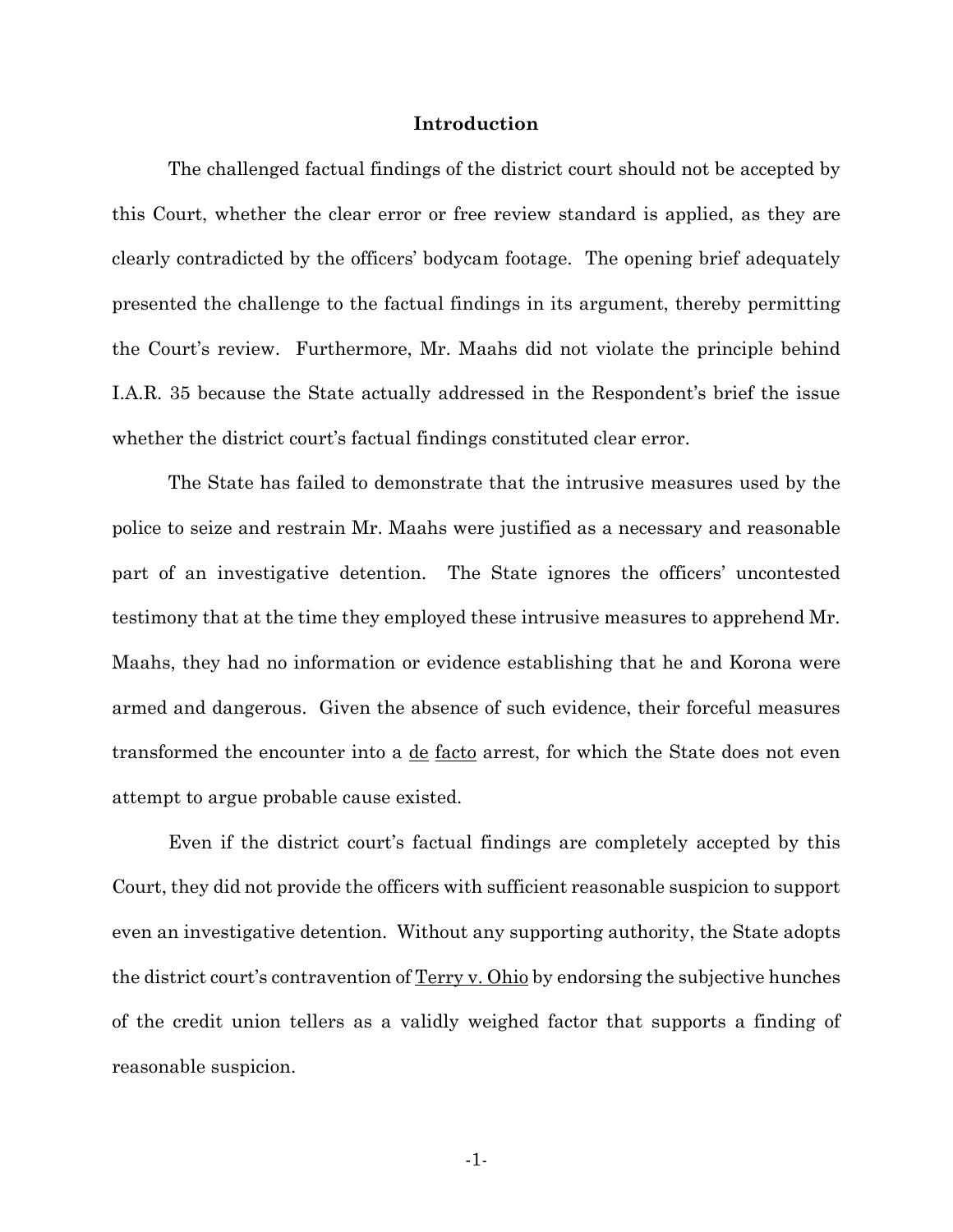## Introduction

The challenged factual findings of the district court should not be accepted by this Court, whether the clear error or free review standard is applied, as they are clearly contradicted by the officers' bodycam footage. The opening brief adequately presented the challenge to the factual findings in its argument, thereby permitting the Court's review. Furthermore, Mr. Maahs did not violate the principle behind I.A.R. 35 because the State actually addressed in the Respondent's brief the issue whether the district court's factual findings constituted clear error.

The State has failed to demonstrate that the intrusive measures used by the police to seize and restrain Mr. Maahs were justified as a necessary and reasonable part of an investigative detention. The State ignores the officers' uncontested testimony that at the time they employed these intrusive measures to apprehend Mr. Maahs, they had no information or evidence establishing that he and Korona were armed and dangerous. Given the absence of such evidence, their forceful measures transformed the encounter into a de facto arrest, for which the State does not even attempt to argue probable cause existed.

Even if the district court's factual findings are completely accepted by this Court, they did not provide the officers with sufficient reasonable suspicion to support even an investigative detention. Without any supporting authority, the State adopts the district court's contravention of Terry v. Ohio by endorsing the subjective hunches of the credit union tellers as a validly weighed factor that supports a finding of reasonable suspicion.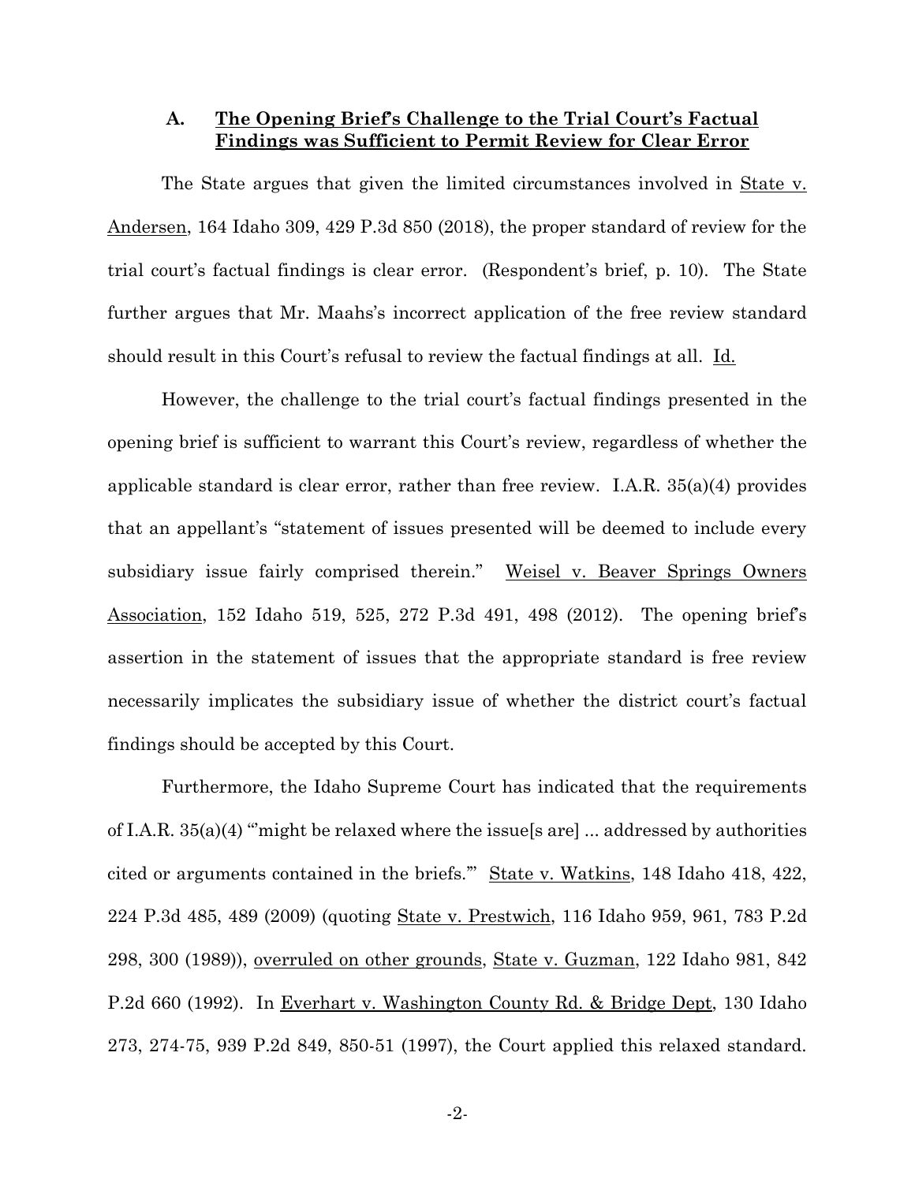### A. <u>The Opening Brief's Challenge to the Trial Court's Factual Findings was Sufficient to Permit Review for Clear Error</u>

The State argues that given the limited circumstances involved in <u>State v. Andersen</u>, 164 Idaho 309, 429 P.3d 850 (2018), the proper standard of review for the trial court's factual findings is clear error. (Respondent's brief, p. 10). The State further argues that Mr. Maahs's incorrect application of the free review standard should result in this Court's refusal to review the factual findings at all. <u>Id.</u>

However, the challenge to the trial court's factual findings presented in the opening brief is sufficient to warrant this Court's review, regardless of whether the applicable standard is clear error, rather than free review. I.A.R. 35(a)(4) provides that an appellant's "statement of issues presented will be deemed to include every subsidiary issue fairly comprised therein." <u>Weisel v. Beaver Springs Owners Association</u>, 152 Idaho 519, 525, 272 P.3d 491, 498 (2012). The opening brief's assertion in the statement of issues that the appropriate standard is free review necessarily implicates the subsidiary issue of whether the district court's factual findings should be accepted by this Court.

Furthermore, the Idaho Supreme Court has indicated that the requirements of I.A.R. 35(a)(4) "'might be relaxed where the issue[s are] ... addressed by authorities cited or arguments contained in the briefs.'" <u>State v. Watkins</u>, 148 Idaho 418, 422, 224 P.3d 485, 489 (2009) (quoting <u>State v. Prestwich</u>, 116 Idaho 959, 961, 783 P.2d 298, 300 (1989)), <u>overruled on other grounds</u>, <u>State v. Guzman</u>, 122 Idaho 981, 842 P.2d 660 (1992). In <u>Everhart v. Washington County Rd. & Bridge Dept</u>, 130 Idaho 273, 274-75, 939 P.2d 849, 850-51 (1997), the Court applied this relaxed standard.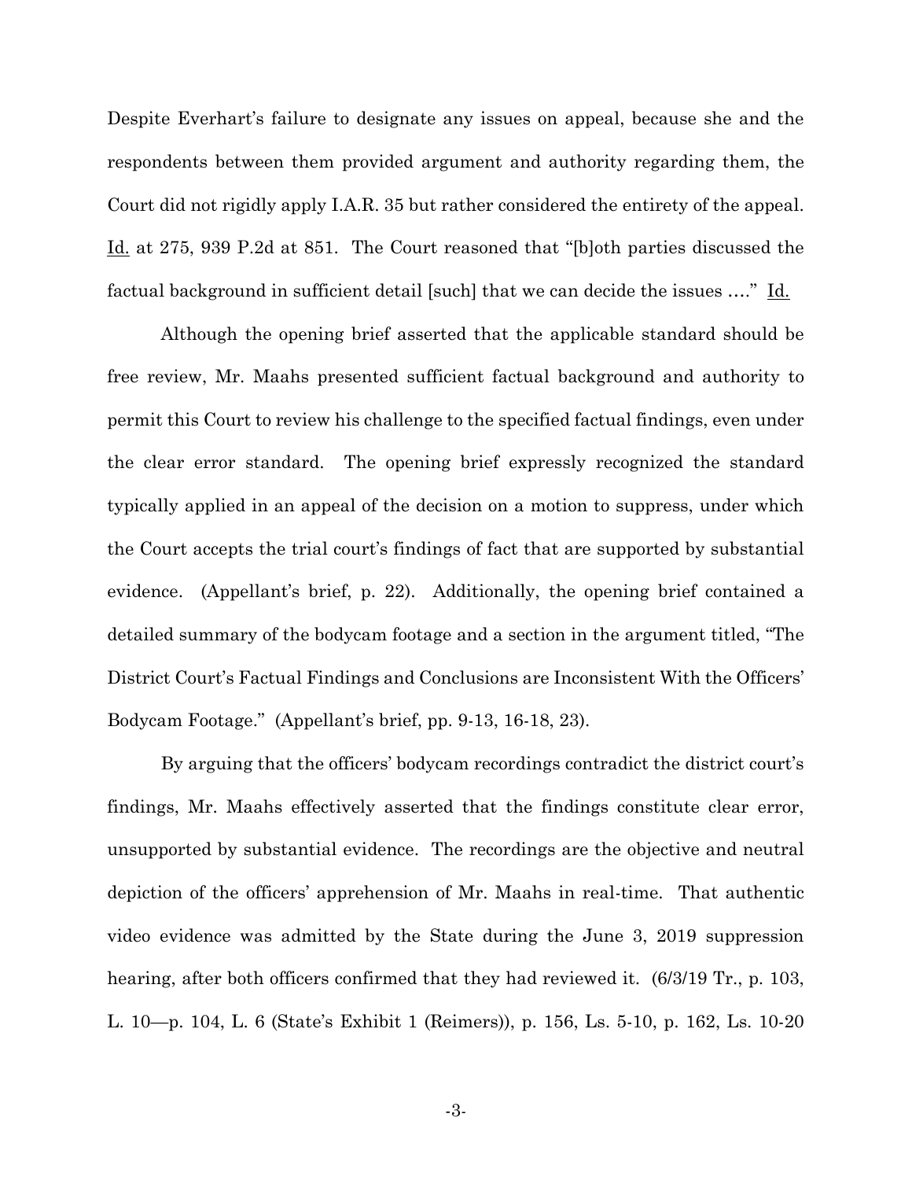Despite Everhart's failure to designate any issues on appeal, because she and the respondents between them provided argument and authority regarding them, the Court did not rigidly apply I.A.R. 35 but rather considered the entirety of the appeal. Id. at 275, 939 P.2d at 851. The Court reasoned that "[b]oth parties discussed the factual background in sufficient detail [such] that we can decide the issues …." Id.

Although the opening brief asserted that the applicable standard should be free review, Mr. Maahs presented sufficient factual background and authority to permit this Court to review his challenge to the specified factual findings, even under the clear error standard. The opening brief expressly recognized the standard typically applied in an appeal of the decision on a motion to suppress, under which the Court accepts the trial court's findings of fact that are supported by substantial evidence. (Appellant's brief, p. 22). Additionally, the opening brief contained a detailed summary of the bodycam footage and a section in the argument titled, "The District Court's Factual Findings and Conclusions are Inconsistent With the Officers' Bodycam Footage." (Appellant's brief, pp. 9-13, 16-18, 23).

By arguing that the officers' bodycam recordings contradict the district court's findings, Mr. Maahs effectively asserted that the findings constitute clear error, unsupported by substantial evidence. The recordings are the objective and neutral depiction of the officers' apprehension of Mr. Maahs in real-time. That authentic video evidence was admitted by the State during the June 3, 2019 suppression hearing, after both officers confirmed that they had reviewed it. (6/3/19 Tr., p. 103, L. 10—p. 104, L. 6 (State's Exhibit 1 (Reimers)), p. 156, Ls. 5-10, p. 162, Ls. 10-20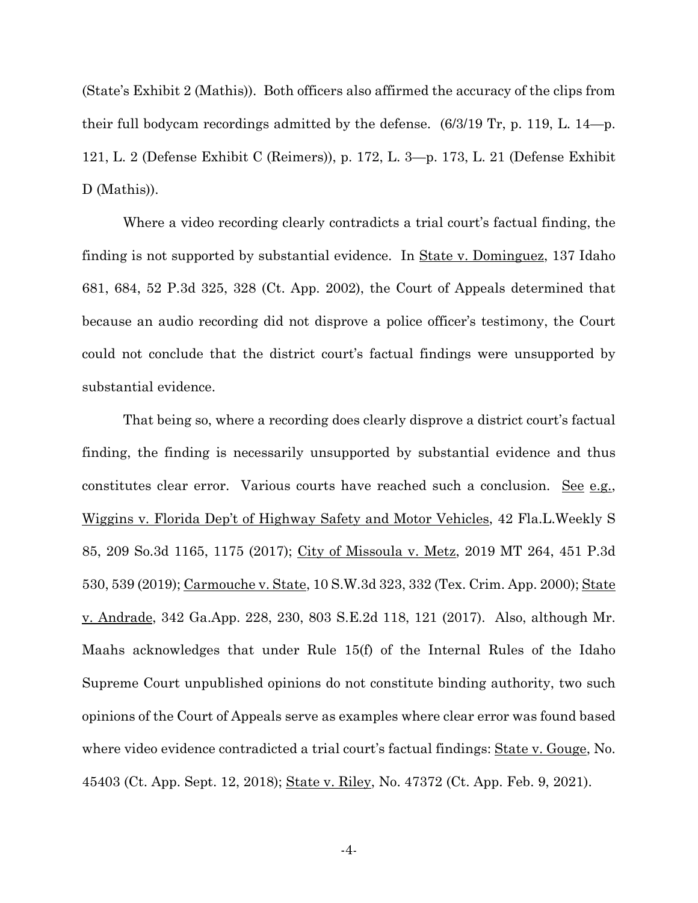(State's Exhibit 2 (Mathis)). Both officers also affirmed the accuracy of the clips from their full bodycam recordings admitted by the defense. (6/3/19 Tr, p. 119, L. 14—p. 121, L. 2 (Defense Exhibit C (Reimers)), p. 172, L. 3—p. 173, L. 21 (Defense Exhibit D (Mathis)).

Where a video recording clearly contradicts a trial court's factual finding, the finding is not supported by substantial evidence. In State v. Dominguez, 137 Idaho 681, 684, 52 P.3d 325, 328 (Ct. App. 2002), the Court of Appeals determined that because an audio recording did not disprove a police officer's testimony, the Court could not conclude that the district court's factual findings were unsupported by substantial evidence.

That being so, where a recording does clearly disprove a district court's factual finding, the finding is necessarily unsupported by substantial evidence and thus constitutes clear error. Various courts have reached such a conclusion. See e.g., Wiggins v. Florida Dep't of Highway Safety and Motor Vehicles, 42 Fla.L.Weekly S 85, 209 So.3d 1165, 1175 (2017); City of Missoula v. Metz, 2019 MT 264, 451 P.3d 530, 539 (2019); Carmouche v. State, 10 S.W.3d 323, 332 (Tex. Crim. App. 2000); State v. Andrade, 342 Ga.App. 228, 230, 803 S.E.2d 118, 121 (2017). Also, although Mr. Maahs acknowledges that under Rule 15(f) of the Internal Rules of the Idaho Supreme Court unpublished opinions do not constitute binding authority, two such opinions of the Court of Appeals serve as examples where clear error was found based where video evidence contradicted a trial court's factual findings: State v. Gouge, No. 45403 (Ct. App. Sept. 12, 2018); State v. Riley, No. 47372 (Ct. App. Feb. 9, 2021).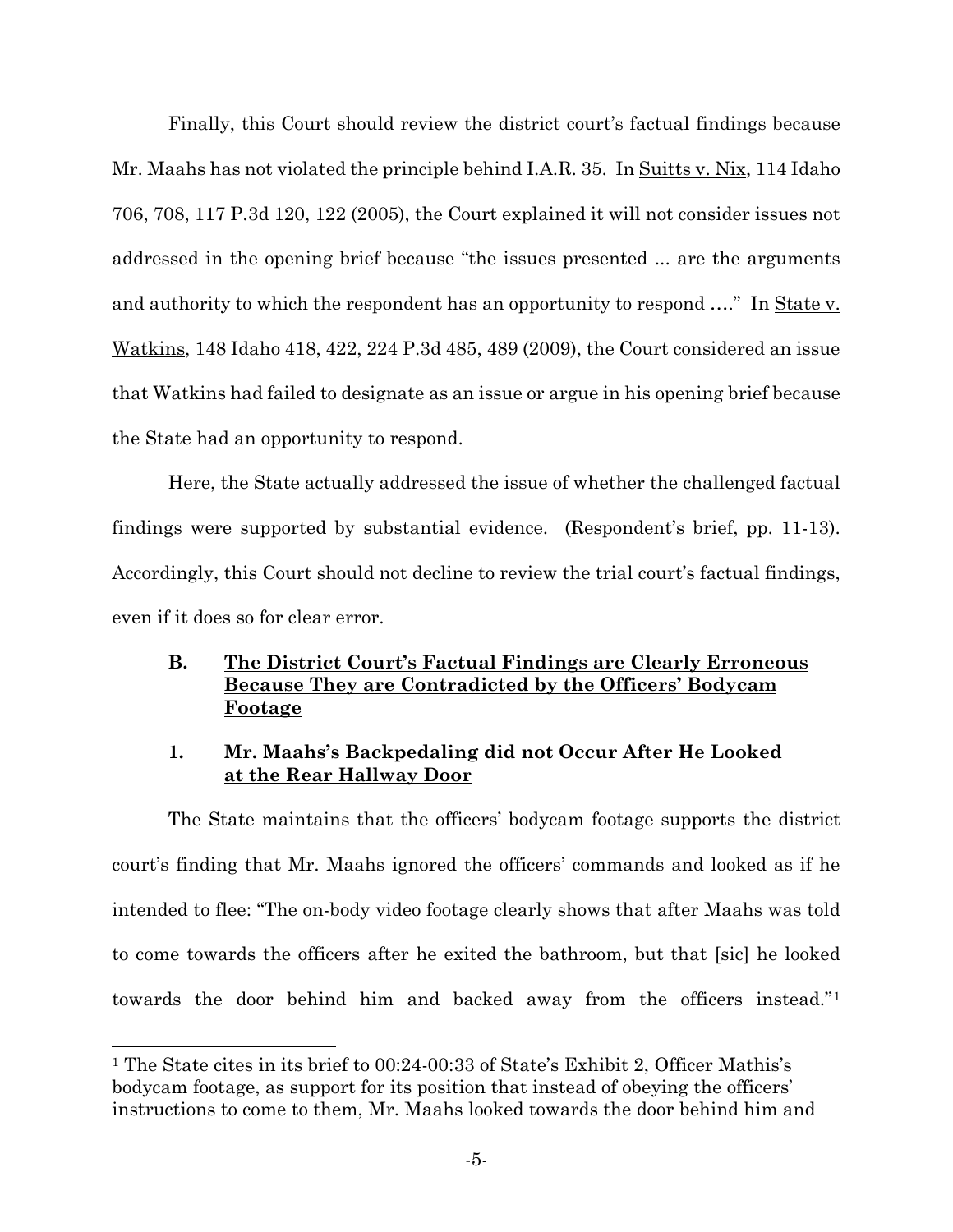Finally, this Court should review the district court's factual findings because Mr. Maahs has not violated the principle behind I.A.R. 35. In Suitts v. Nix, 114 Idaho 706, 708, 117 P.3d 120, 122 (2005), the Court explained it will not consider issues not addressed in the opening brief because "the issues presented ... are the arguments and authority to which the respondent has an opportunity to respond …." In State v. Watkins, 148 Idaho 418, 422, 224 P.3d 485, 489 (2009), the Court considered an issue that Watkins had failed to designate as an issue or argue in his opening brief because the State had an opportunity to respond.

Here, the State actually addressed the issue of whether the challenged factual findings were supported by substantial evidence. (Respondent's brief, pp. 11-13). Accordingly, this Court should not decline to review the trial court's factual findings, even if it does so for clear error.

### B. The District Court's Factual Findings are Clearly Erroneous Because They are Contradicted by the Officers' Bodycam Footage

#### 1. Mr. Maahs's Backpedaling did not Occur After He Looked at the Rear Hallway Door

The State maintains that the officers' bodycam footage supports the district court's finding that Mr. Maahs ignored the officers' commands and looked as if he intended to flee: "The on-body video footage clearly shows that after Maahs was told to come towards the officers after he exited the bathroom, but that [sic] he looked towards the door behind him and backed away from the officers instead."[1]

[1] The State cites in its brief to 00:24-00:33 of State's Exhibit 2, Officer Mathis's bodycam footage, as support for its position that instead of obeying the officers' instructions to come to them, Mr. Maahs looked towards the door behind him and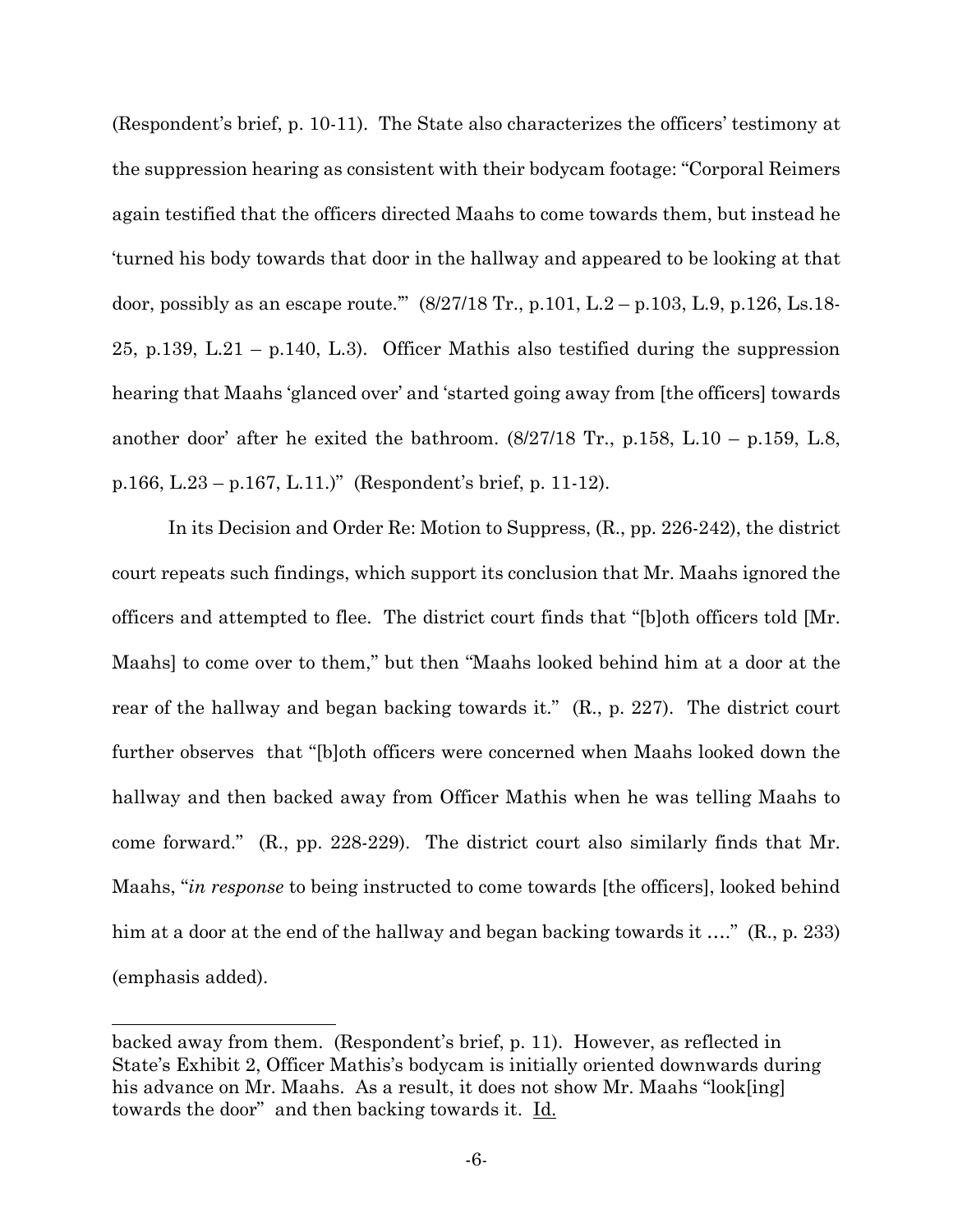(Respondent's brief, p. 10-11). The State also characterizes the officers' testimony at the suppression hearing as consistent with their bodycam footage: "Corporal Reimers again testified that the officers directed Maahs to come towards them, but instead he 'turned his body towards that door in the hallway and appeared to be looking at that door, possibly as an escape route.'" (8/27/18 Tr., p.101, L.2 – p.103, L.9, p.126, Ls.18-25, p.139, L.21 – p.140, L.3). Officer Mathis also testified during the suppression hearing that Maahs 'glanced over' and 'started going away from [the officers] towards another door' after he exited the bathroom. (8/27/18 Tr., p.158, L.10 – p.159, L.8, p.166, L.23 – p.167, L.11.)" (Respondent's brief, p. 11-12).

In its Decision and Order Re: Motion to Suppress, (R., pp. 226-242), the district court repeats such findings, which support its conclusion that Mr. Maahs ignored the officers and attempted to flee. The district court finds that "[b]oth officers told [Mr. Maahs] to come over to them," but then "Maahs looked behind him at a door at the rear of the hallway and began backing towards it." (R., p. 227). The district court further observes that "[b]oth officers were concerned when Maahs looked down the hallway and then backed away from Officer Mathis when he was telling Maahs to come forward." (R., pp. 228-229). The district court also similarly finds that Mr. Maahs, "*in response* to being instructed to come towards [the officers], looked behind him at a door at the end of the hallway and began backing towards it …." (R., p. 233) (emphasis added).

---

backed away from them. (Respondent's brief, p. 11). However, as reflected in State's Exhibit 2, Officer Mathis's bodycam is initially oriented downwards during his advance on Mr. Maahs. As a result, it does not show Mr. Maahs "look[ing] towards the door" and then backing towards it. Id.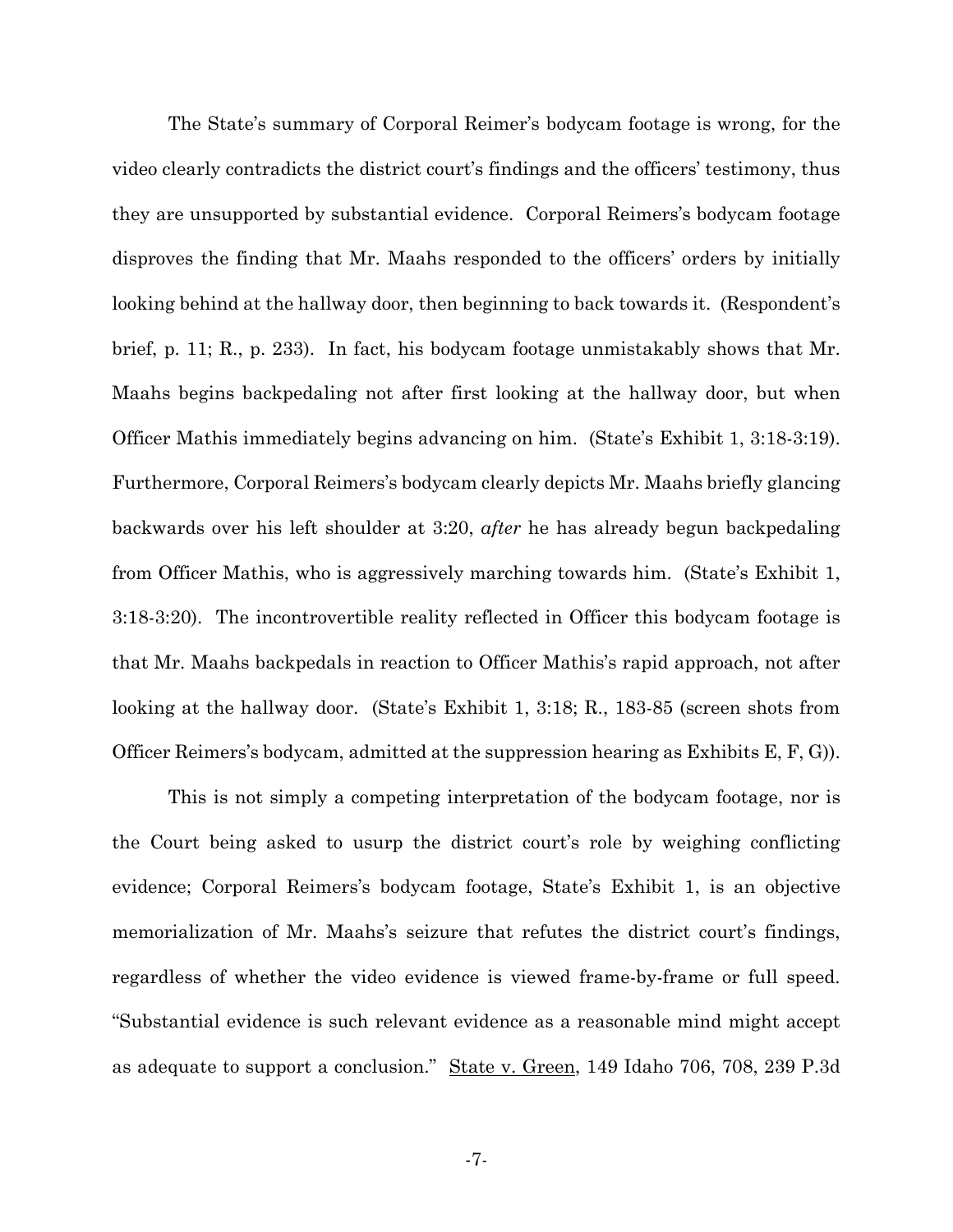The State's summary of Corporal Reimer's bodycam footage is wrong, for the video clearly contradicts the district court's findings and the officers' testimony, thus they are unsupported by substantial evidence. Corporal Reimers's bodycam footage disproves the finding that Mr. Maahs responded to the officers' orders by initially looking behind at the hallway door, then beginning to back towards it. (Respondent's brief, p. 11; R., p. 233). In fact, his bodycam footage unmistakably shows that Mr. Maahs begins backpedaling not after first looking at the hallway door, but when Officer Mathis immediately begins advancing on him. (State's Exhibit 1, 3:18-3:19). Furthermore, Corporal Reimers's bodycam clearly depicts Mr. Maahs briefly glancing backwards over his left shoulder at 3:20, *after* he has already begun backpedaling from Officer Mathis, who is aggressively marching towards him. (State's Exhibit 1, 3:18-3:20). The incontrovertible reality reflected in Officer this bodycam footage is that Mr. Maahs backpedals in reaction to Officer Mathis's rapid approach, not after looking at the hallway door. (State's Exhibit 1, 3:18; R., 183-85 (screen shots from Officer Reimers's bodycam, admitted at the suppression hearing as Exhibits E, F, G)).

This is not simply a competing interpretation of the bodycam footage, nor is the Court being asked to usurp the district court's role by weighing conflicting evidence; Corporal Reimers's bodycam footage, State's Exhibit 1, is an objective memorialization of Mr. Maahs's seizure that refutes the district court's findings, regardless of whether the video evidence is viewed frame-by-frame or full speed. "Substantial evidence is such relevant evidence as a reasonable mind might accept as adequate to support a conclusion." State v. Green, 149 Idaho 706, 708, 239 P.3d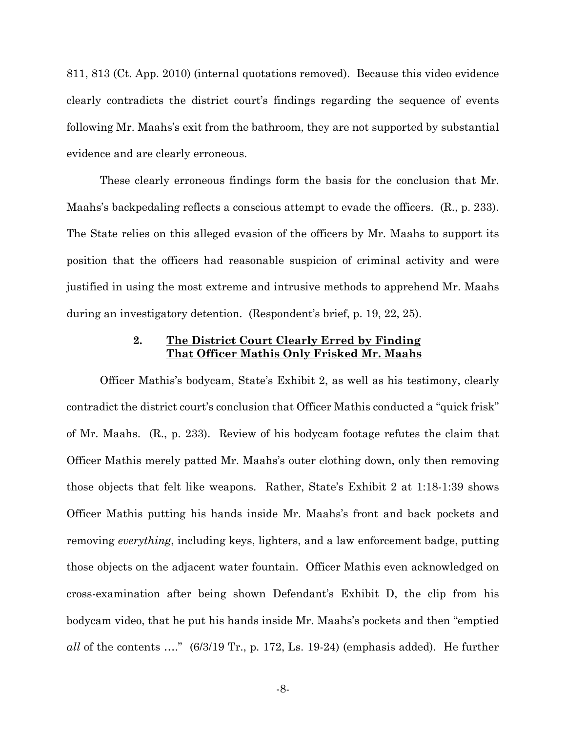811, 813 (Ct. App. 2010) (internal quotations removed). Because this video evidence clearly contradicts the district court's findings regarding the sequence of events following Mr. Maahs's exit from the bathroom, they are not supported by substantial evidence and are clearly erroneous.

These clearly erroneous findings form the basis for the conclusion that Mr. Maahs's backpedaling reflects a conscious attempt to evade the officers. (R., p. 233). The State relies on this alleged evasion of the officers by Mr. Maahs to support its position that the officers had reasonable suspicion of criminal activity and were justified in using the most extreme and intrusive methods to apprehend Mr. Maahs during an investigatory detention. (Respondent's brief, p. 19, 22, 25).

### 2. <u>The District Court Clearly Erred by Finding That Officer Mathis Only Frisked Mr. Maahs</u>

Officer Mathis's bodycam, State's Exhibit 2, as well as his testimony, clearly contradict the district court's conclusion that Officer Mathis conducted a "quick frisk" of Mr. Maahs. (R., p. 233). Review of his bodycam footage refutes the claim that Officer Mathis merely patted Mr. Maahs's outer clothing down, only then removing those objects that felt like weapons. Rather, State's Exhibit 2 at 1:18-1:39 shows Officer Mathis putting his hands inside Mr. Maahs's front and back pockets and removing *everything*, including keys, lighters, and a law enforcement badge, putting those objects on the adjacent water fountain. Officer Mathis even acknowledged on cross-examination after being shown Defendant's Exhibit D, the clip from his bodycam video, that he put his hands inside Mr. Maahs's pockets and then "emptied *all* of the contents …." (6/3/19 Tr., p. 172, Ls. 19-24) (emphasis added). He further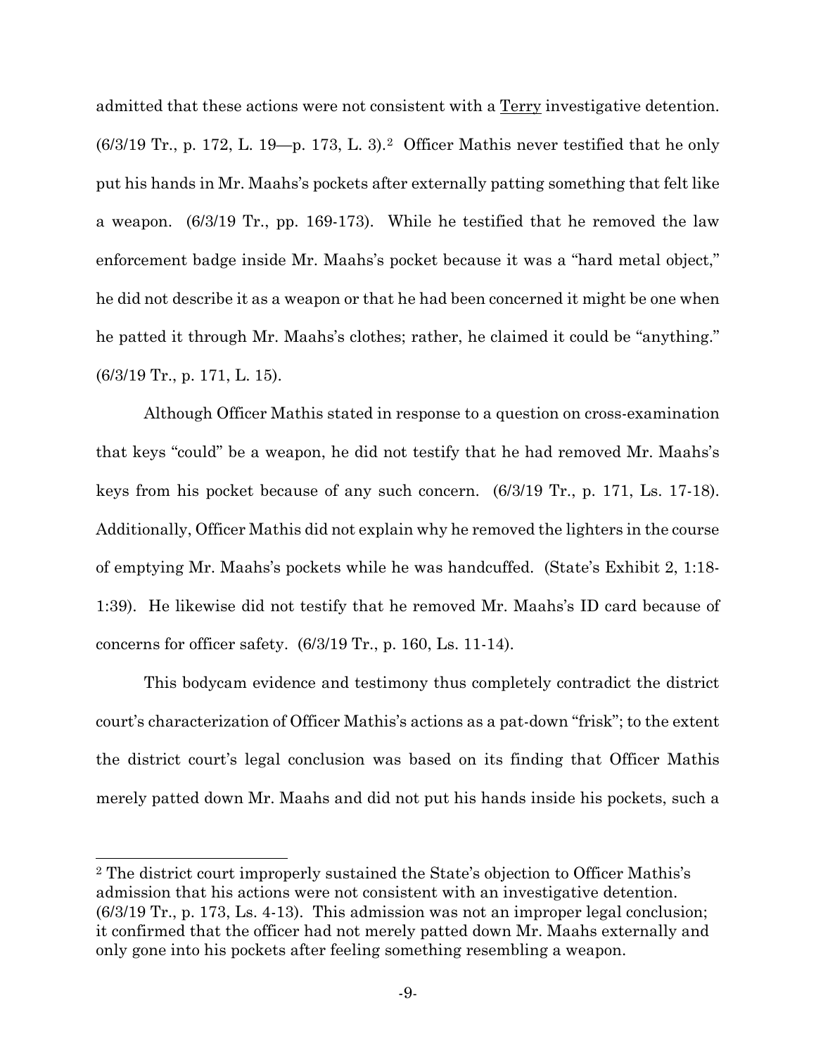admitted that these actions were not consistent with a Terry investigative detention. (6/3/19 Tr., p. 172, L. 19—p. 173, L. 3).[2] Officer Mathis never testified that he only put his hands in Mr. Maahs's pockets after externally patting something that felt like a weapon. (6/3/19 Tr., pp. 169-173). While he testified that he removed the law enforcement badge inside Mr. Maahs's pocket because it was a "hard metal object," he did not describe it as a weapon or that he had been concerned it might be one when he patted it through Mr. Maahs's clothes; rather, he claimed it could be "anything." (6/3/19 Tr., p. 171, L. 15).

Although Officer Mathis stated in response to a question on cross-examination that keys "could" be a weapon, he did not testify that he had removed Mr. Maahs's keys from his pocket because of any such concern. (6/3/19 Tr., p. 171, Ls. 17-18). Additionally, Officer Mathis did not explain why he removed the lighters in the course of emptying Mr. Maahs's pockets while he was handcuffed. (State's Exhibit 2, 1:18-1:39). He likewise did not testify that he removed Mr. Maahs's ID card because of concerns for officer safety. (6/3/19 Tr., p. 160, Ls. 11-14).

This bodycam evidence and testimony thus completely contradict the district court's characterization of Officer Mathis's actions as a pat-down "frisk"; to the extent the district court's legal conclusion was based on its finding that Officer Mathis merely patted down Mr. Maahs and did not put his hands inside his pockets, such a

---

[2] The district court improperly sustained the State's objection to Officer Mathis's admission that his actions were not consistent with an investigative detention. (6/3/19 Tr., p. 173, Ls. 4-13). This admission was not an improper legal conclusion; it confirmed that the officer had not merely patted down Mr. Maahs externally and only gone into his pockets after feeling something resembling a weapon.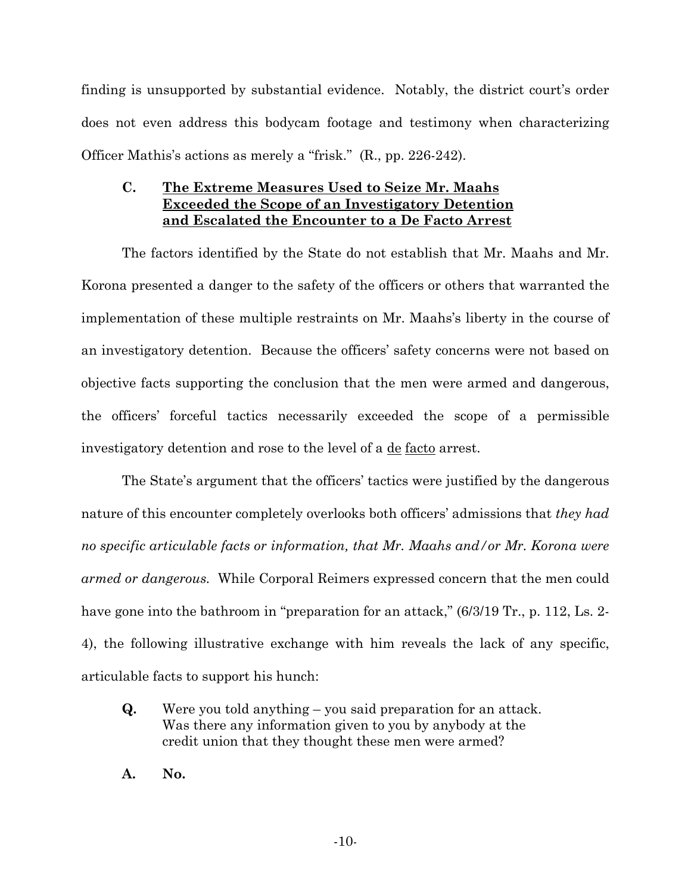finding is unsupported by substantial evidence. Notably, the district court's order does not even address this bodycam footage and testimony when characterizing Officer Mathis's actions as merely a "frisk." (R., pp. 226-242).

### C. **The Extreme Measures Used to Seize Mr. Maahs Exceeded the Scope of an Investigatory Detention and Escalated the Encounter to a De Facto Arrest**

The factors identified by the State do not establish that Mr. Maahs and Mr. Korona presented a danger to the safety of the officers or others that warranted the implementation of these multiple restraints on Mr. Maahs's liberty in the course of an investigatory detention. Because the officers' safety concerns were not based on objective facts supporting the conclusion that the men were armed and dangerous, the officers' forceful tactics necessarily exceeded the scope of a permissible investigatory detention and rose to the level of a de facto arrest.

The State's argument that the officers' tactics were justified by the dangerous nature of this encounter completely overlooks both officers' admissions that *they had no specific articulable facts or information, that Mr. Maahs and/or Mr. Korona were armed or dangerous.* While Corporal Reimers expressed concern that the men could have gone into the bathroom in "preparation for an attack," (6/3/19 Tr., p. 112, Ls. 2-4), the following illustrative exchange with him reveals the lack of any specific, articulable facts to support his hunch:

> **Q.** Were you told anything – you said preparation for an attack. Was there any information given to you by anybody at the credit union that they thought these men were armed?
>
> **A.** **No.**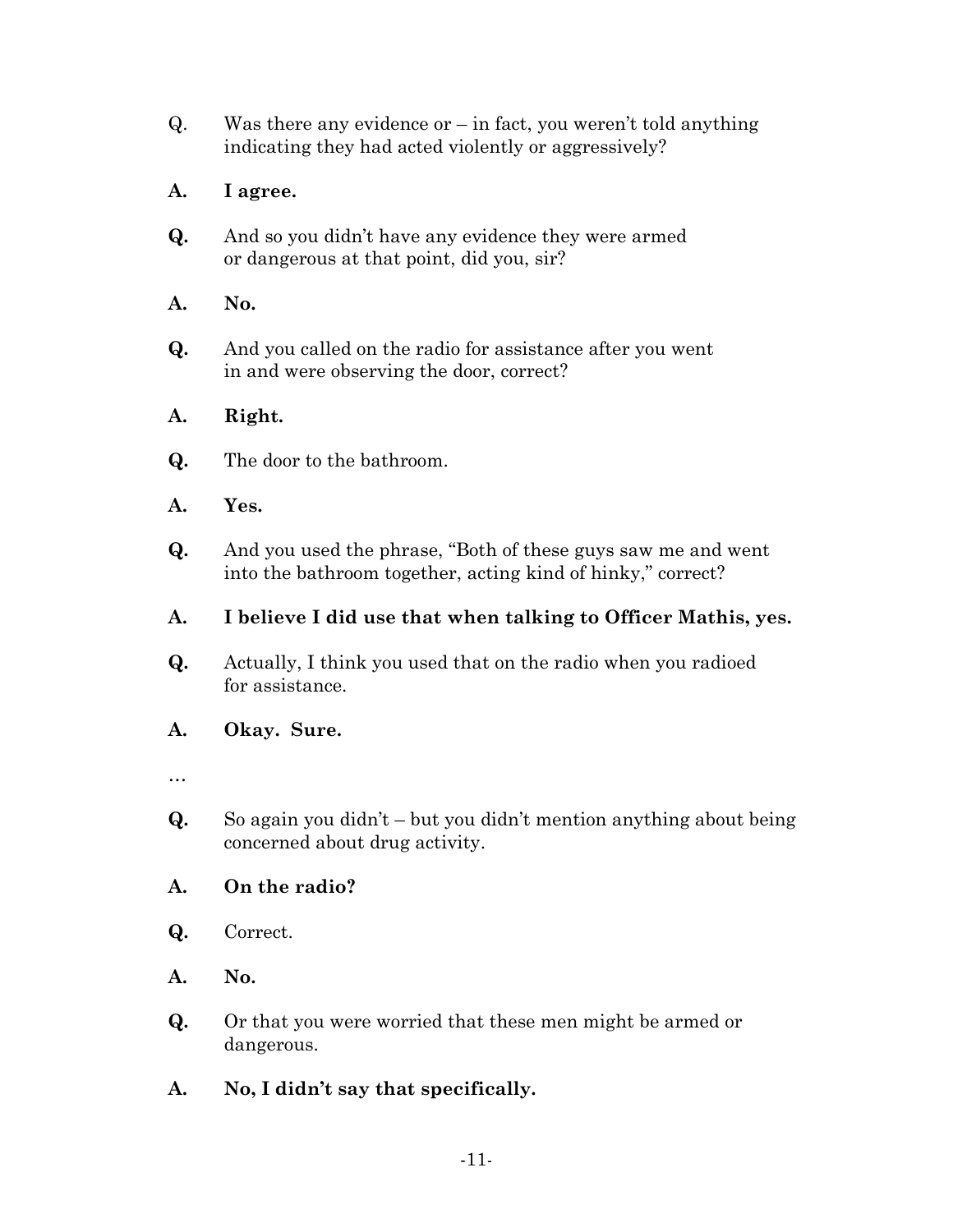Q. Was there any evidence or – in fact, you weren't told anything indicating they had acted violently or aggressively?

**A. I agree.**

**Q.** And so you didn't have any evidence they were armed or dangerous at that point, did you, sir?

**A. No.**

**Q.** And you called on the radio for assistance after you went in and were observing the door, correct?

**A. Right.**

**Q.** The door to the bathroom.

**A. Yes.**

**Q.** And you used the phrase, "Both of these guys saw me and went into the bathroom together, acting kind of hinky," correct?

**A. I believe I did use that when talking to Officer Mathis, yes.**

**Q.** Actually, I think you used that on the radio when you radioed for assistance.

**A. Okay. Sure.**

…

**Q.** So again you didn't – but you didn't mention anything about being concerned about drug activity.

**A. On the radio?**

**Q.** Correct.

**A. No.**

**Q.** Or that you were worried that these men might be armed or dangerous.

**A. No, I didn't say that specifically.**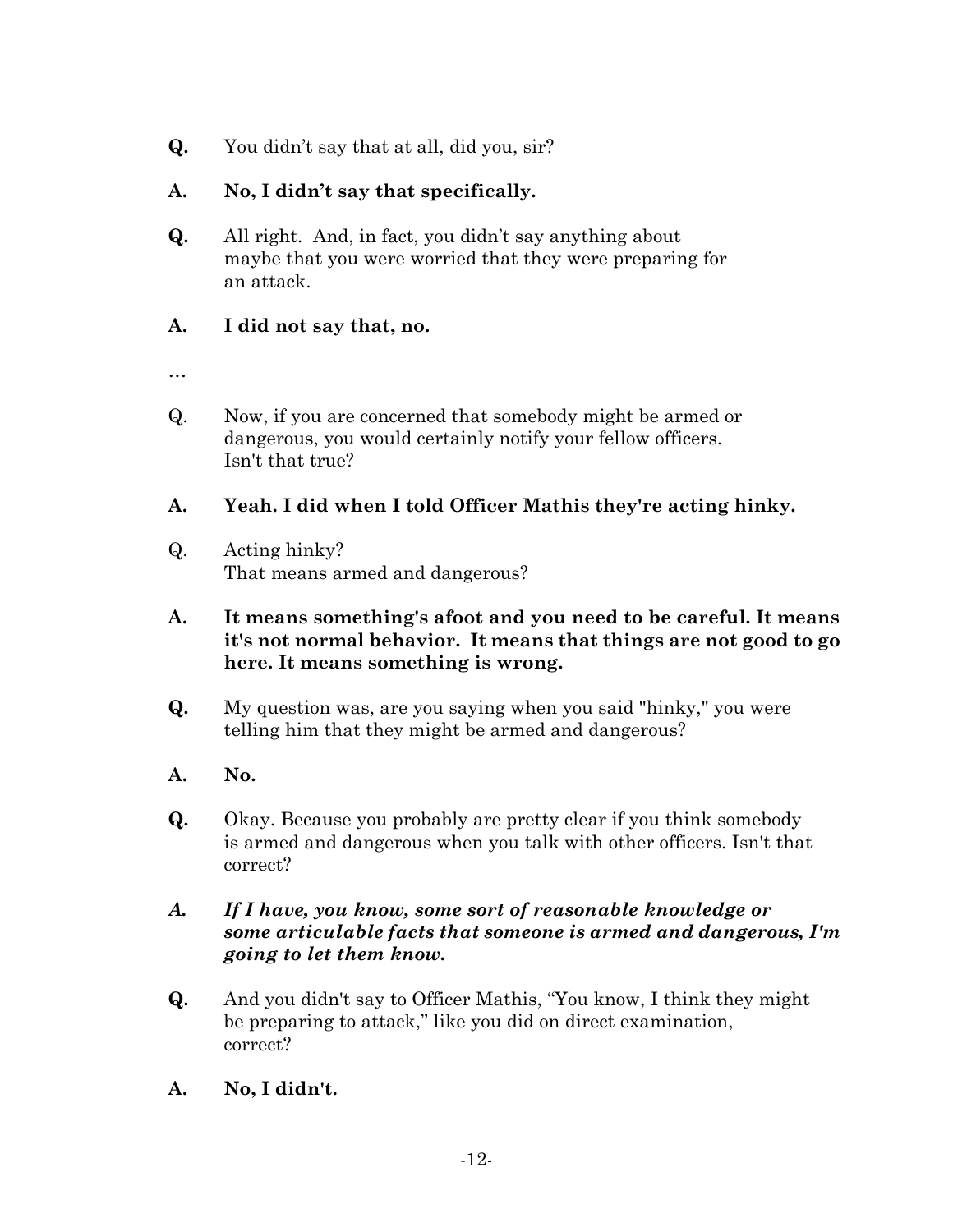**Q.** You didn't say that at all, did you, sir?

**A. No, I didn't say that specifically.**

**Q.** All right. And, in fact, you didn't say anything about maybe that you were worried that they were preparing for an attack.

**A. I did not say that, no.**

…

Q. Now, if you are concerned that somebody might be armed or dangerous, you would certainly notify your fellow officers. Isn't that true?

**A. Yeah. I did when I told Officer Mathis they're acting hinky.**

Q. Acting hinky? That means armed and dangerous?

**A. It means something's afoot and you need to be careful. It means it's not normal behavior. It means that things are not good to go here. It means something is wrong.**

**Q.** My question was, are you saying when you said "hinky," you were telling him that they might be armed and dangerous?

**A. No.**

**Q.** Okay. Because you probably are pretty clear if you think somebody is armed and dangerous when you talk with other officers. Isn't that correct?

***A. If I have, you know, some sort of reasonable knowledge or some articulable facts that someone is armed and dangerous, I'm going to let them know.***

**Q.** And you didn't say to Officer Mathis, "You know, I think they might be preparing to attack," like you did on direct examination, correct?

**A. No, I didn't.**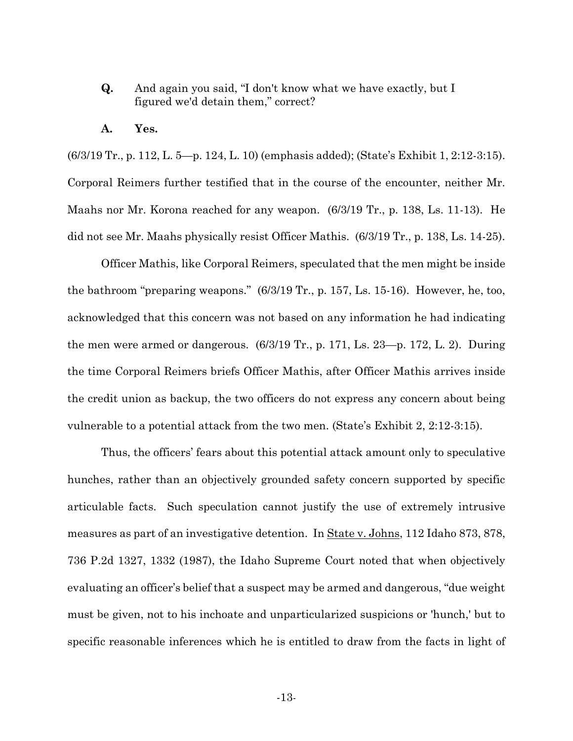**Q.** And again you said, "I don't know what we have exactly, but I figured we'd detain them," correct?

**A.** **Yes.**

(6/3/19 Tr., p. 112, L. 5—p. 124, L. 10) (emphasis added); (State's Exhibit 1, 2:12-3:15). Corporal Reimers further testified that in the course of the encounter, neither Mr. Maahs nor Mr. Korona reached for any weapon. (6/3/19 Tr., p. 138, Ls. 11-13). He did not see Mr. Maahs physically resist Officer Mathis. (6/3/19 Tr., p. 138, Ls. 14-25).

Officer Mathis, like Corporal Reimers, speculated that the men might be inside the bathroom "preparing weapons." (6/3/19 Tr., p. 157, Ls. 15-16). However, he, too, acknowledged that this concern was not based on any information he had indicating the men were armed or dangerous. (6/3/19 Tr., p. 171, Ls. 23—p. 172, L. 2). During the time Corporal Reimers briefs Officer Mathis, after Officer Mathis arrives inside the credit union as backup, the two officers do not express any concern about being vulnerable to a potential attack from the two men. (State's Exhibit 2, 2:12-3:15).

Thus, the officers' fears about this potential attack amount only to speculative hunches, rather than an objectively grounded safety concern supported by specific articulable facts. Such speculation cannot justify the use of extremely intrusive measures as part of an investigative detention. In State v. Johns, 112 Idaho 873, 878, 736 P.2d 1327, 1332 (1987), the Idaho Supreme Court noted that when objectively evaluating an officer's belief that a suspect may be armed and dangerous, "due weight must be given, not to his inchoate and unparticularized suspicions or 'hunch,' but to specific reasonable inferences which he is entitled to draw from the facts in light of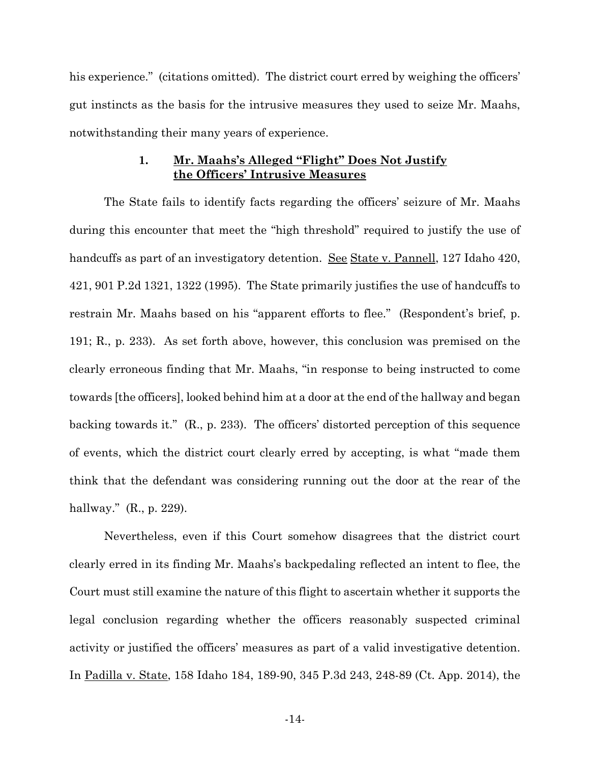his experience." (citations omitted). The district court erred by weighing the officers' gut instincts as the basis for the intrusive measures they used to seize Mr. Maahs, notwithstanding their many years of experience.

#### 1. Mr. Maahs's Alleged "Flight" Does Not Justify the Officers' Intrusive Measures

The State fails to identify facts regarding the officers' seizure of Mr. Maahs during this encounter that meet the "high threshold" required to justify the use of handcuffs as part of an investigatory detention. See State v. Pannell, 127 Idaho 420, 421, 901 P.2d 1321, 1322 (1995). The State primarily justifies the use of handcuffs to restrain Mr. Maahs based on his "apparent efforts to flee." (Respondent's brief, p. 191; R., p. 233). As set forth above, however, this conclusion was premised on the clearly erroneous finding that Mr. Maahs, "in response to being instructed to come towards [the officers], looked behind him at a door at the end of the hallway and began backing towards it." (R., p. 233). The officers' distorted perception of this sequence of events, which the district court clearly erred by accepting, is what "made them think that the defendant was considering running out the door at the rear of the hallway." (R., p. 229).

Nevertheless, even if this Court somehow disagrees that the district court clearly erred in its finding Mr. Maahs's backpedaling reflected an intent to flee, the Court must still examine the nature of this flight to ascertain whether it supports the legal conclusion regarding whether the officers reasonably suspected criminal activity or justified the officers' measures as part of a valid investigative detention. In Padilla v. State, 158 Idaho 184, 189-90, 345 P.3d 243, 248-89 (Ct. App. 2014), the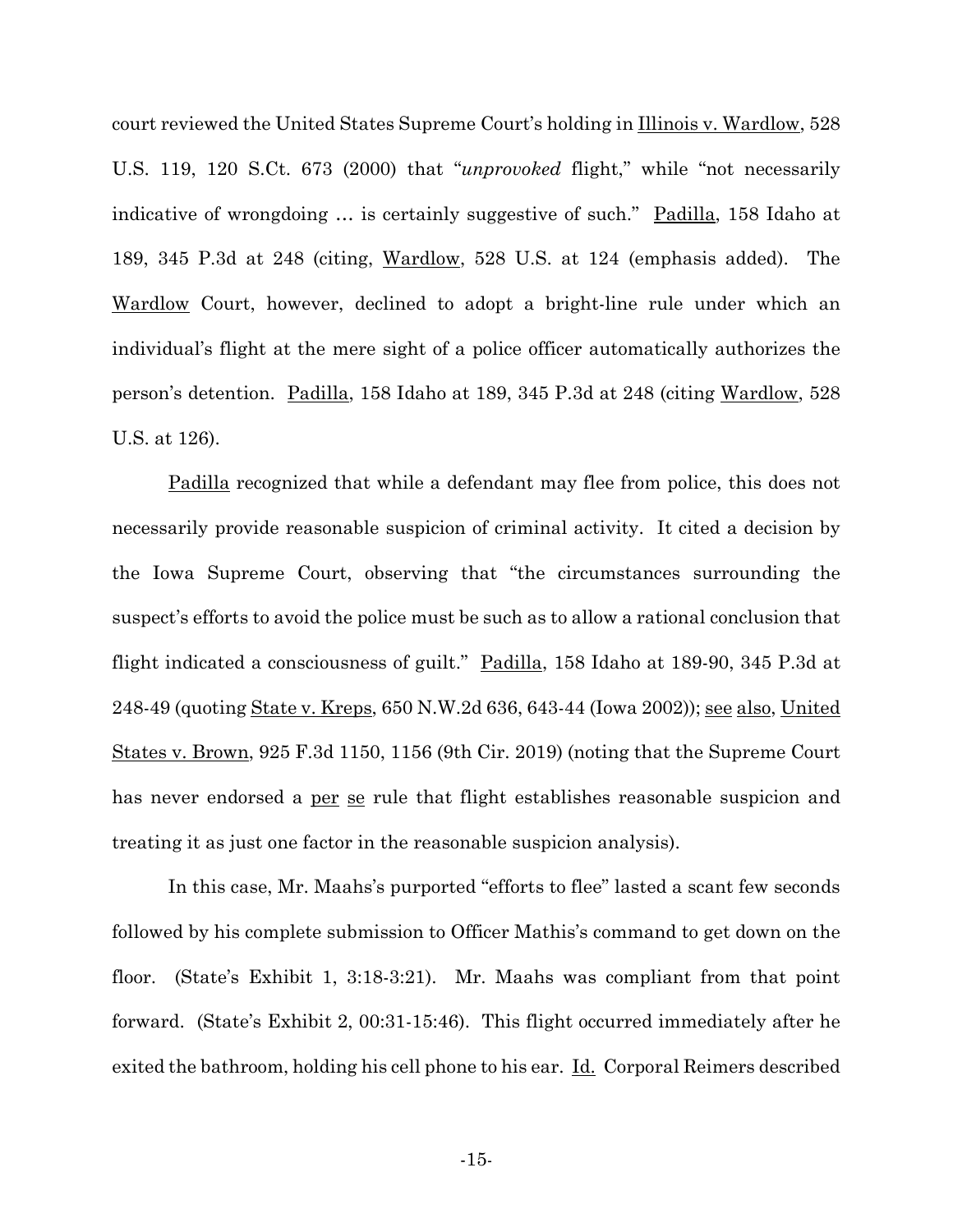court reviewed the United States Supreme Court's holding in Illinois v. Wardlow, 528 U.S. 119, 120 S.Ct. 673 (2000) that "*unprovoked* flight," while "not necessarily indicative of wrongdoing … is certainly suggestive of such." Padilla, 158 Idaho at 189, 345 P.3d at 248 (citing, Wardlow, 528 U.S. at 124 (emphasis added). The Wardlow Court, however, declined to adopt a bright-line rule under which an individual's flight at the mere sight of a police officer automatically authorizes the person's detention. Padilla, 158 Idaho at 189, 345 P.3d at 248 (citing Wardlow, 528 U.S. at 126).

Padilla recognized that while a defendant may flee from police, this does not necessarily provide reasonable suspicion of criminal activity. It cited a decision by the Iowa Supreme Court, observing that "the circumstances surrounding the suspect's efforts to avoid the police must be such as to allow a rational conclusion that flight indicated a consciousness of guilt." Padilla, 158 Idaho at 189-90, 345 P.3d at 248-49 (quoting State v. Kreps, 650 N.W.2d 636, 643-44 (Iowa 2002)); see also, United States v. Brown, 925 F.3d 1150, 1156 (9th Cir. 2019) (noting that the Supreme Court has never endorsed a per se rule that flight establishes reasonable suspicion and treating it as just one factor in the reasonable suspicion analysis).

In this case, Mr. Maahs's purported "efforts to flee" lasted a scant few seconds followed by his complete submission to Officer Mathis's command to get down on the floor. (State's Exhibit 1, 3:18-3:21). Mr. Maahs was compliant from that point forward. (State's Exhibit 2, 00:31-15:46). This flight occurred immediately after he exited the bathroom, holding his cell phone to his ear. Id. Corporal Reimers described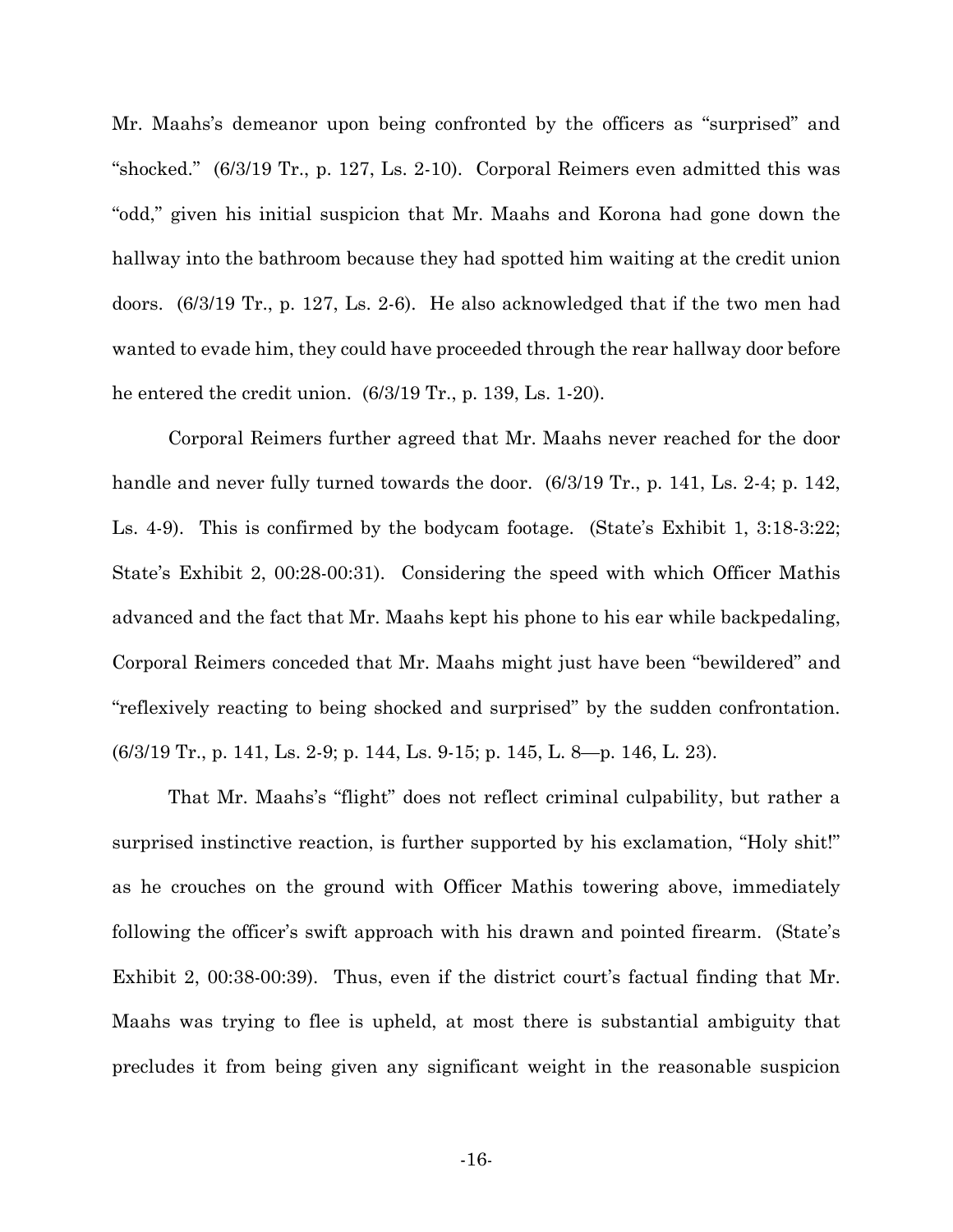Mr. Maahs's demeanor upon being confronted by the officers as "surprised" and "shocked." (6/3/19 Tr., p. 127, Ls. 2-10). Corporal Reimers even admitted this was "odd," given his initial suspicion that Mr. Maahs and Korona had gone down the hallway into the bathroom because they had spotted him waiting at the credit union doors. (6/3/19 Tr., p. 127, Ls. 2-6). He also acknowledged that if the two men had wanted to evade him, they could have proceeded through the rear hallway door before he entered the credit union. (6/3/19 Tr., p. 139, Ls. 1-20).

Corporal Reimers further agreed that Mr. Maahs never reached for the door handle and never fully turned towards the door. (6/3/19 Tr., p. 141, Ls. 2-4; p. 142, Ls. 4-9). This is confirmed by the bodycam footage. (State's Exhibit 1, 3:18-3:22; State's Exhibit 2, 00:28-00:31). Considering the speed with which Officer Mathis advanced and the fact that Mr. Maahs kept his phone to his ear while backpedaling, Corporal Reimers conceded that Mr. Maahs might just have been "bewildered" and "reflexively reacting to being shocked and surprised" by the sudden confrontation. (6/3/19 Tr., p. 141, Ls. 2-9; p. 144, Ls. 9-15; p. 145, L. 8—p. 146, L. 23).

That Mr. Maahs's "flight" does not reflect criminal culpability, but rather a surprised instinctive reaction, is further supported by his exclamation, "Holy shit!" as he crouches on the ground with Officer Mathis towering above, immediately following the officer's swift approach with his drawn and pointed firearm. (State's Exhibit 2, 00:38-00:39). Thus, even if the district court's factual finding that Mr. Maahs was trying to flee is upheld, at most there is substantial ambiguity that precludes it from being given any significant weight in the reasonable suspicion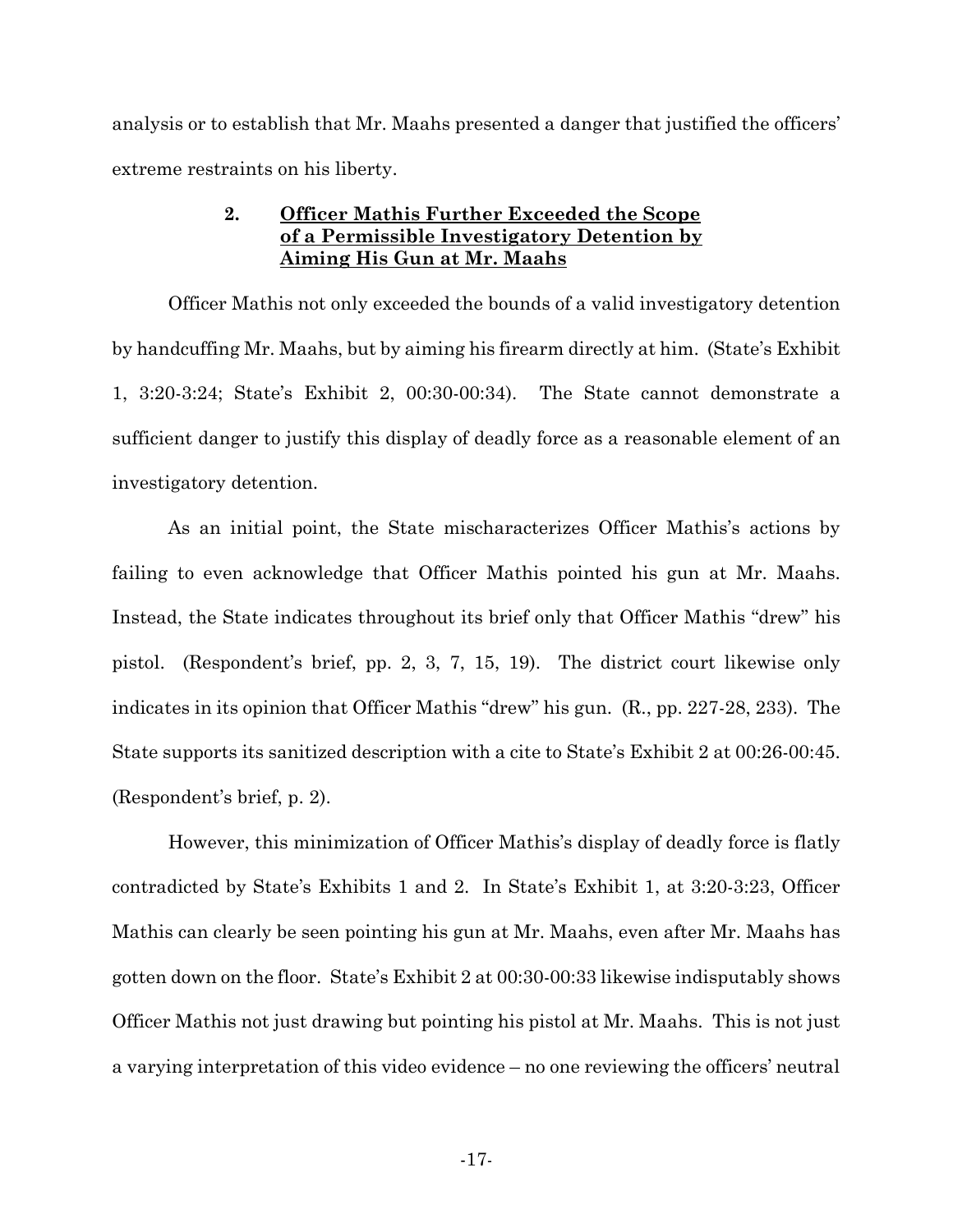analysis or to establish that Mr. Maahs presented a danger that justified the officers' extreme restraints on his liberty.

### 2. <u>Officer Mathis Further Exceeded the Scope of a Permissible Investigatory Detention by Aiming His Gun at Mr. Maahs</u>

Officer Mathis not only exceeded the bounds of a valid investigatory detention by handcuffing Mr. Maahs, but by aiming his firearm directly at him. (State's Exhibit 1, 3:20-3:24; State's Exhibit 2, 00:30-00:34). The State cannot demonstrate a sufficient danger to justify this display of deadly force as a reasonable element of an investigatory detention.

As an initial point, the State mischaracterizes Officer Mathis's actions by failing to even acknowledge that Officer Mathis pointed his gun at Mr. Maahs. Instead, the State indicates throughout its brief only that Officer Mathis "drew" his pistol. (Respondent's brief, pp. 2, 3, 7, 15, 19). The district court likewise only indicates in its opinion that Officer Mathis "drew" his gun. (R., pp. 227-28, 233). The State supports its sanitized description with a cite to State's Exhibit 2 at 00:26-00:45. (Respondent's brief, p. 2).

However, this minimization of Officer Mathis's display of deadly force is flatly contradicted by State's Exhibits 1 and 2. In State's Exhibit 1, at 3:20-3:23, Officer Mathis can clearly be seen pointing his gun at Mr. Maahs, even after Mr. Maahs has gotten down on the floor. State's Exhibit 2 at 00:30-00:33 likewise indisputably shows Officer Mathis not just drawing but pointing his pistol at Mr. Maahs. This is not just a varying interpretation of this video evidence – no one reviewing the officers' neutral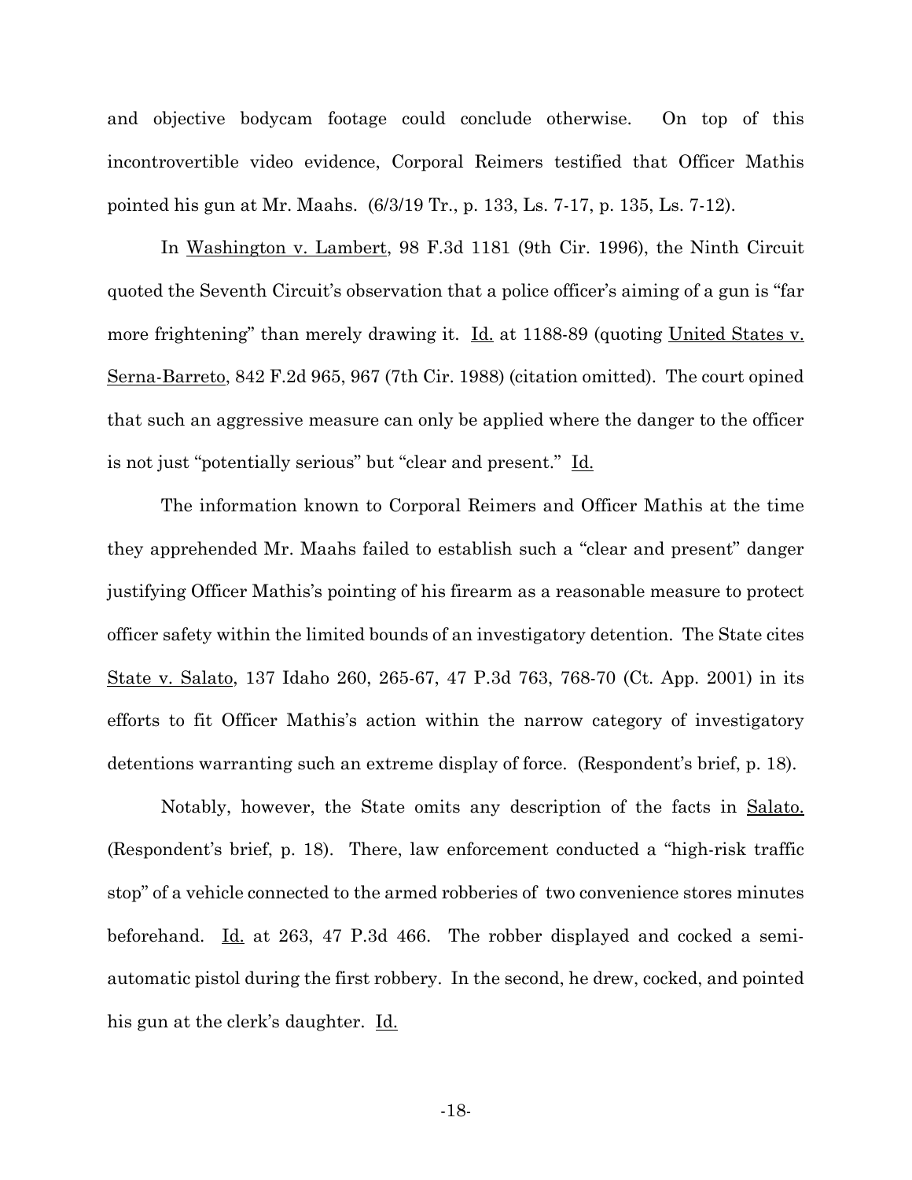and objective bodycam footage could conclude otherwise. On top of this incontrovertible video evidence, Corporal Reimers testified that Officer Mathis pointed his gun at Mr. Maahs. (6/3/19 Tr., p. 133, Ls. 7-17, p. 135, Ls. 7-12).

In Washington v. Lambert, 98 F.3d 1181 (9th Cir. 1996), the Ninth Circuit quoted the Seventh Circuit's observation that a police officer's aiming of a gun is "far more frightening" than merely drawing it. Id. at 1188-89 (quoting United States v. Serna-Barreto, 842 F.2d 965, 967 (7th Cir. 1988) (citation omitted). The court opined that such an aggressive measure can only be applied where the danger to the officer is not just "potentially serious" but "clear and present." Id.

The information known to Corporal Reimers and Officer Mathis at the time they apprehended Mr. Maahs failed to establish such a "clear and present" danger justifying Officer Mathis's pointing of his firearm as a reasonable measure to protect officer safety within the limited bounds of an investigatory detention. The State cites State v. Salato, 137 Idaho 260, 265-67, 47 P.3d 763, 768-70 (Ct. App. 2001) in its efforts to fit Officer Mathis's action within the narrow category of investigatory detentions warranting such an extreme display of force. (Respondent's brief, p. 18).

Notably, however, the State omits any description of the facts in Salato. (Respondent's brief, p. 18). There, law enforcement conducted a "high-risk traffic stop" of a vehicle connected to the armed robberies of two convenience stores minutes beforehand. Id. at 263, 47 P.3d 466. The robber displayed and cocked a semi-automatic pistol during the first robbery. In the second, he drew, cocked, and pointed his gun at the clerk's daughter. Id.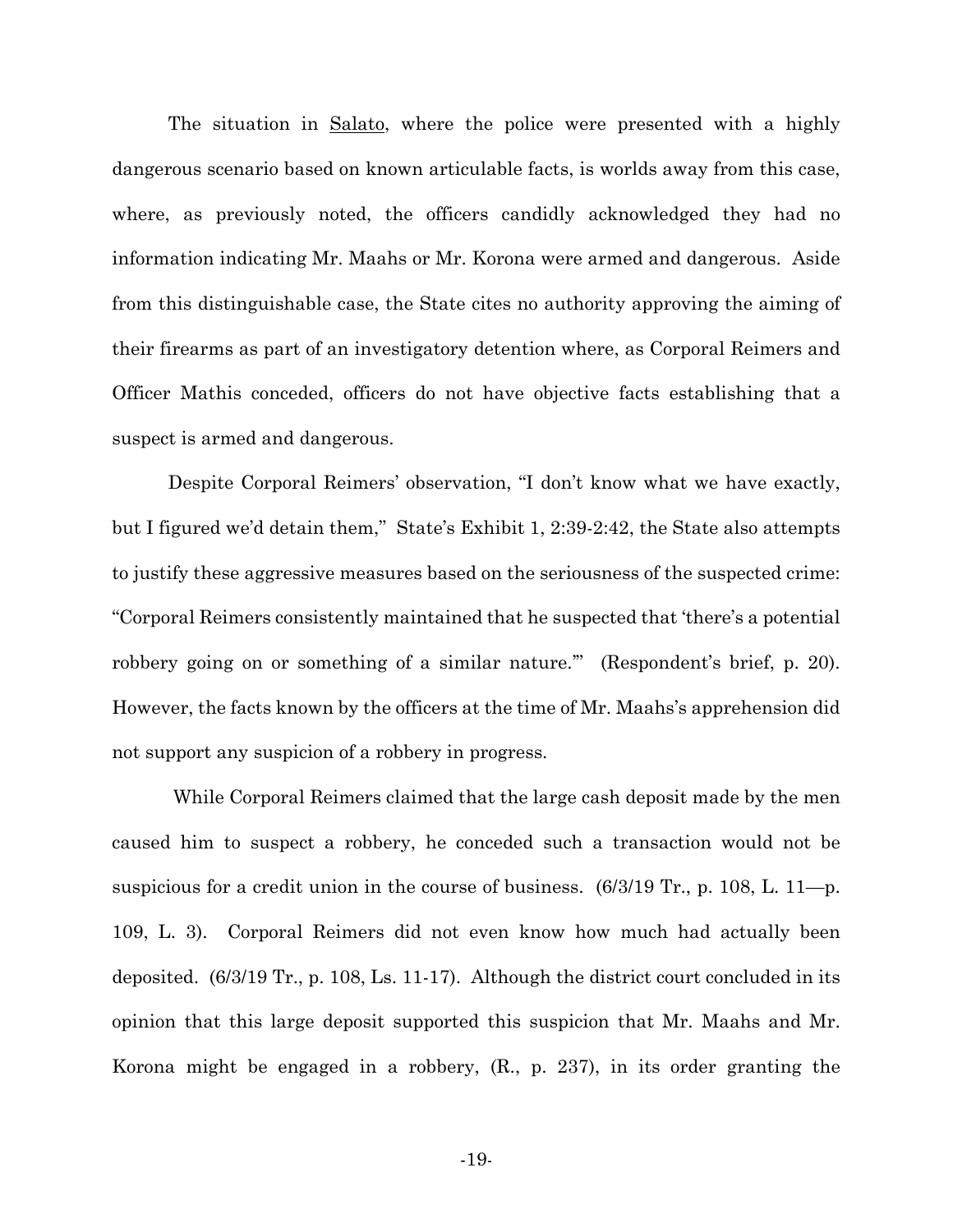The situation in Salato, where the police were presented with a highly dangerous scenario based on known articulable facts, is worlds away from this case, where, as previously noted, the officers candidly acknowledged they had no information indicating Mr. Maahs or Mr. Korona were armed and dangerous. Aside from this distinguishable case, the State cites no authority approving the aiming of their firearms as part of an investigatory detention where, as Corporal Reimers and Officer Mathis conceded, officers do not have objective facts establishing that a suspect is armed and dangerous.

Despite Corporal Reimers' observation, "I don't know what we have exactly, but I figured we'd detain them," State's Exhibit 1, 2:39-2:42, the State also attempts to justify these aggressive measures based on the seriousness of the suspected crime: "Corporal Reimers consistently maintained that he suspected that 'there's a potential robbery going on or something of a similar nature.'" (Respondent's brief, p. 20). However, the facts known by the officers at the time of Mr. Maahs's apprehension did not support any suspicion of a robbery in progress.

While Corporal Reimers claimed that the large cash deposit made by the men caused him to suspect a robbery, he conceded such a transaction would not be suspicious for a credit union in the course of business. (6/3/19 Tr., p. 108, L. 11—p. 109, L. 3). Corporal Reimers did not even know how much had actually been deposited. (6/3/19 Tr., p. 108, Ls. 11-17). Although the district court concluded in its opinion that this large deposit supported this suspicion that Mr. Maahs and Mr. Korona might be engaged in a robbery, (R., p. 237), in its order granting the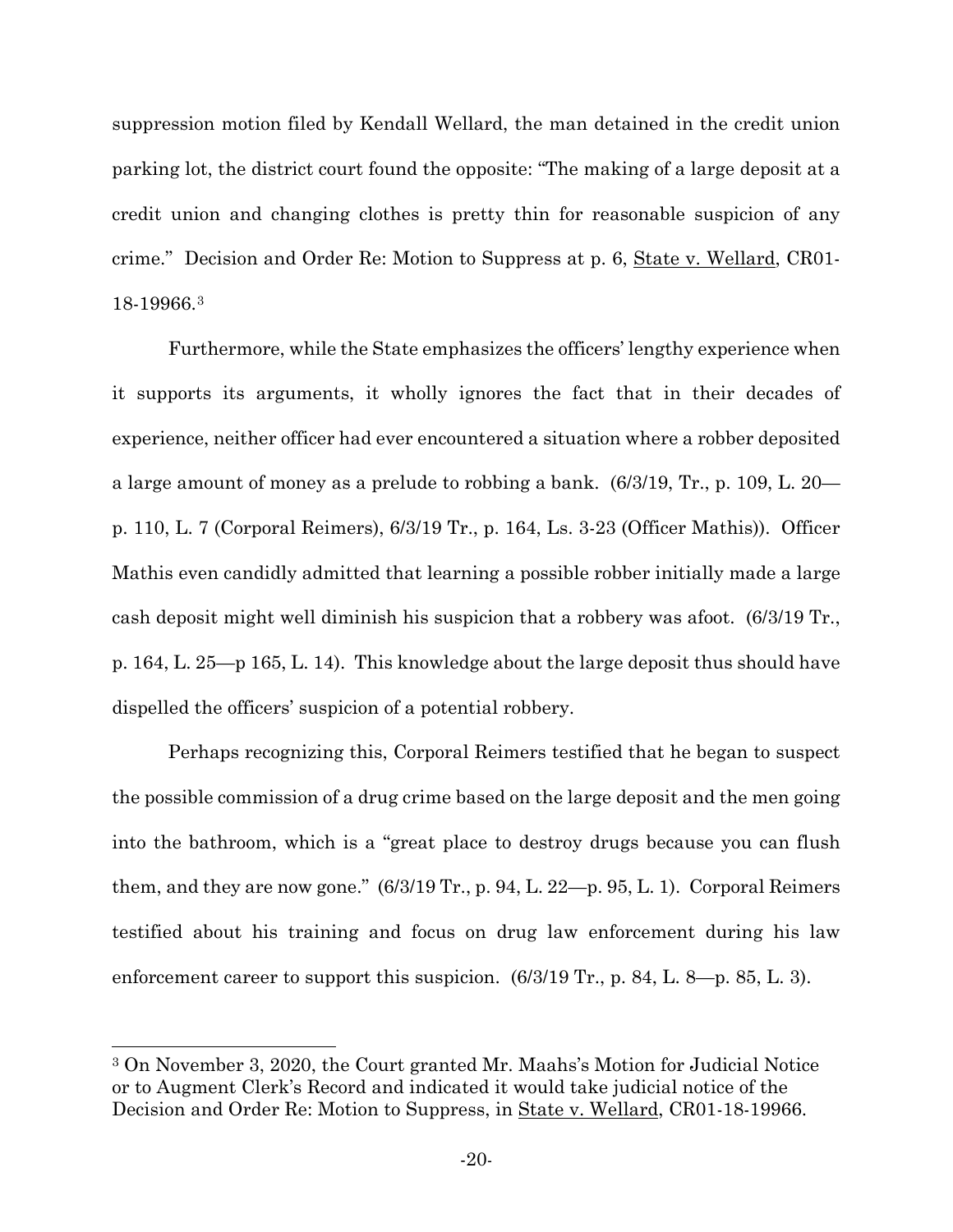suppression motion filed by Kendall Wellard, the man detained in the credit union parking lot, the district court found the opposite: "The making of a large deposit at a credit union and changing clothes is pretty thin for reasonable suspicion of any crime." Decision and Order Re: Motion to Suppress at p. 6, State v. Wellard, CR01-18-19966.[3]

Furthermore, while the State emphasizes the officers' lengthy experience when it supports its arguments, it wholly ignores the fact that in their decades of experience, neither officer had ever encountered a situation where a robber deposited a large amount of money as a prelude to robbing a bank. (6/3/19, Tr., p. 109, L. 20—p. 110, L. 7 (Corporal Reimers), 6/3/19 Tr., p. 164, Ls. 3-23 (Officer Mathis)). Officer Mathis even candidly admitted that learning a possible robber initially made a large cash deposit might well diminish his suspicion that a robbery was afoot. (6/3/19 Tr., p. 164, L. 25—p 165, L. 14). This knowledge about the large deposit thus should have dispelled the officers' suspicion of a potential robbery.

Perhaps recognizing this, Corporal Reimers testified that he began to suspect the possible commission of a drug crime based on the large deposit and the men going into the bathroom, which is a "great place to destroy drugs because you can flush them, and they are now gone." (6/3/19 Tr., p. 94, L. 22—p. 95, L. 1). Corporal Reimers testified about his training and focus on drug law enforcement during his law enforcement career to support this suspicion. (6/3/19 Tr., p. 84, L. 8—p. 85, L. 3).

---

[3] On November 3, 2020, the Court granted Mr. Maahs's Motion for Judicial Notice or to Augment Clerk's Record and indicated it would take judicial notice of the Decision and Order Re: Motion to Suppress, in State v. Wellard, CR01-18-19966.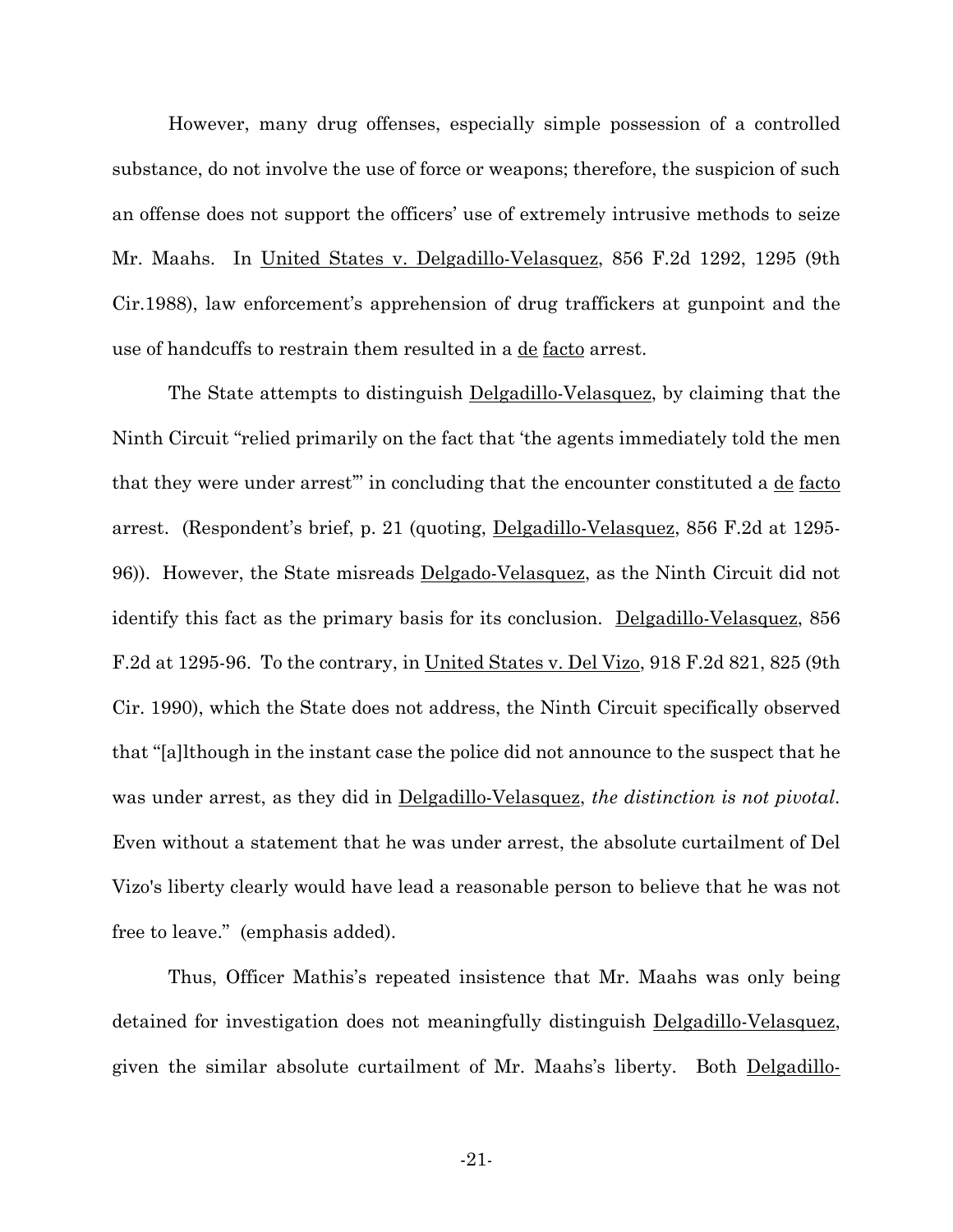However, many drug offenses, especially simple possession of a controlled substance, do not involve the use of force or weapons; therefore, the suspicion of such an offense does not support the officers' use of extremely intrusive methods to seize Mr. Maahs. In United States v. Delgadillo-Velasquez, 856 F.2d 1292, 1295 (9th Cir.1988), law enforcement's apprehension of drug traffickers at gunpoint and the use of handcuffs to restrain them resulted in a de facto arrest.

The State attempts to distinguish Delgadillo-Velasquez, by claiming that the Ninth Circuit "relied primarily on the fact that 'the agents immediately told the men that they were under arrest'" in concluding that the encounter constituted a de facto arrest. (Respondent's brief, p. 21 (quoting, Delgadillo-Velasquez, 856 F.2d at 1295-96)). However, the State misreads Delgado-Velasquez, as the Ninth Circuit did not identify this fact as the primary basis for its conclusion. Delgadillo-Velasquez, 856 F.2d at 1295-96. To the contrary, in United States v. Del Vizo, 918 F.2d 821, 825 (9th Cir. 1990), which the State does not address, the Ninth Circuit specifically observed that "[a]lthough in the instant case the police did not announce to the suspect that he was under arrest, as they did in Delgadillo-Velasquez, *the distinction is not pivotal*. Even without a statement that he was under arrest, the absolute curtailment of Del Vizo's liberty clearly would have lead a reasonable person to believe that he was not free to leave." (emphasis added).

Thus, Officer Mathis's repeated insistence that Mr. Maahs was only being detained for investigation does not meaningfully distinguish Delgadillo-Velasquez, given the similar absolute curtailment of Mr. Maahs's liberty. Both Delgadillo-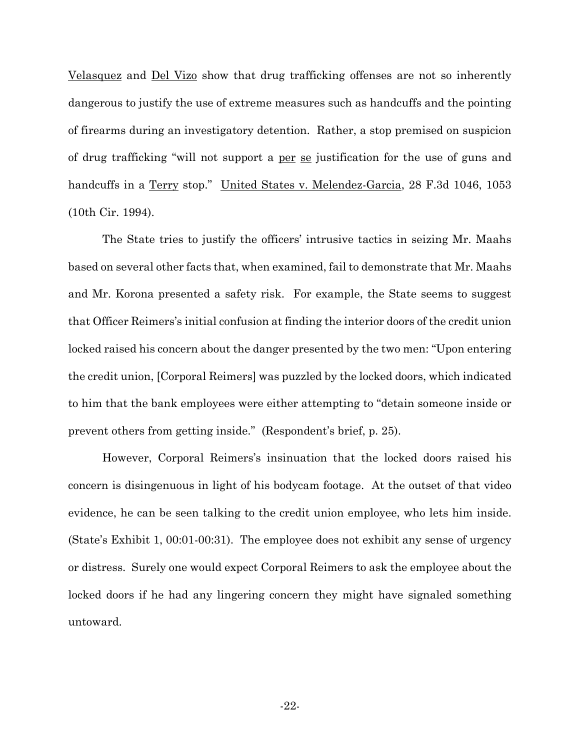Velasquez and Del Vizo show that drug trafficking offenses are not so inherently dangerous to justify the use of extreme measures such as handcuffs and the pointing of firearms during an investigatory detention. Rather, a stop premised on suspicion of drug trafficking "will not support a per se justification for the use of guns and handcuffs in a Terry stop." United States v. Melendez-Garcia, 28 F.3d 1046, 1053 (10th Cir. 1994).

The State tries to justify the officers' intrusive tactics in seizing Mr. Maahs based on several other facts that, when examined, fail to demonstrate that Mr. Maahs and Mr. Korona presented a safety risk. For example, the State seems to suggest that Officer Reimers's initial confusion at finding the interior doors of the credit union locked raised his concern about the danger presented by the two men: "Upon entering the credit union, [Corporal Reimers] was puzzled by the locked doors, which indicated to him that the bank employees were either attempting to "detain someone inside or prevent others from getting inside." (Respondent's brief, p. 25).

However, Corporal Reimers's insinuation that the locked doors raised his concern is disingenuous in light of his bodycam footage. At the outset of that video evidence, he can be seen talking to the credit union employee, who lets him inside. (State's Exhibit 1, 00:01-00:31). The employee does not exhibit any sense of urgency or distress. Surely one would expect Corporal Reimers to ask the employee about the locked doors if he had any lingering concern they might have signaled something untoward.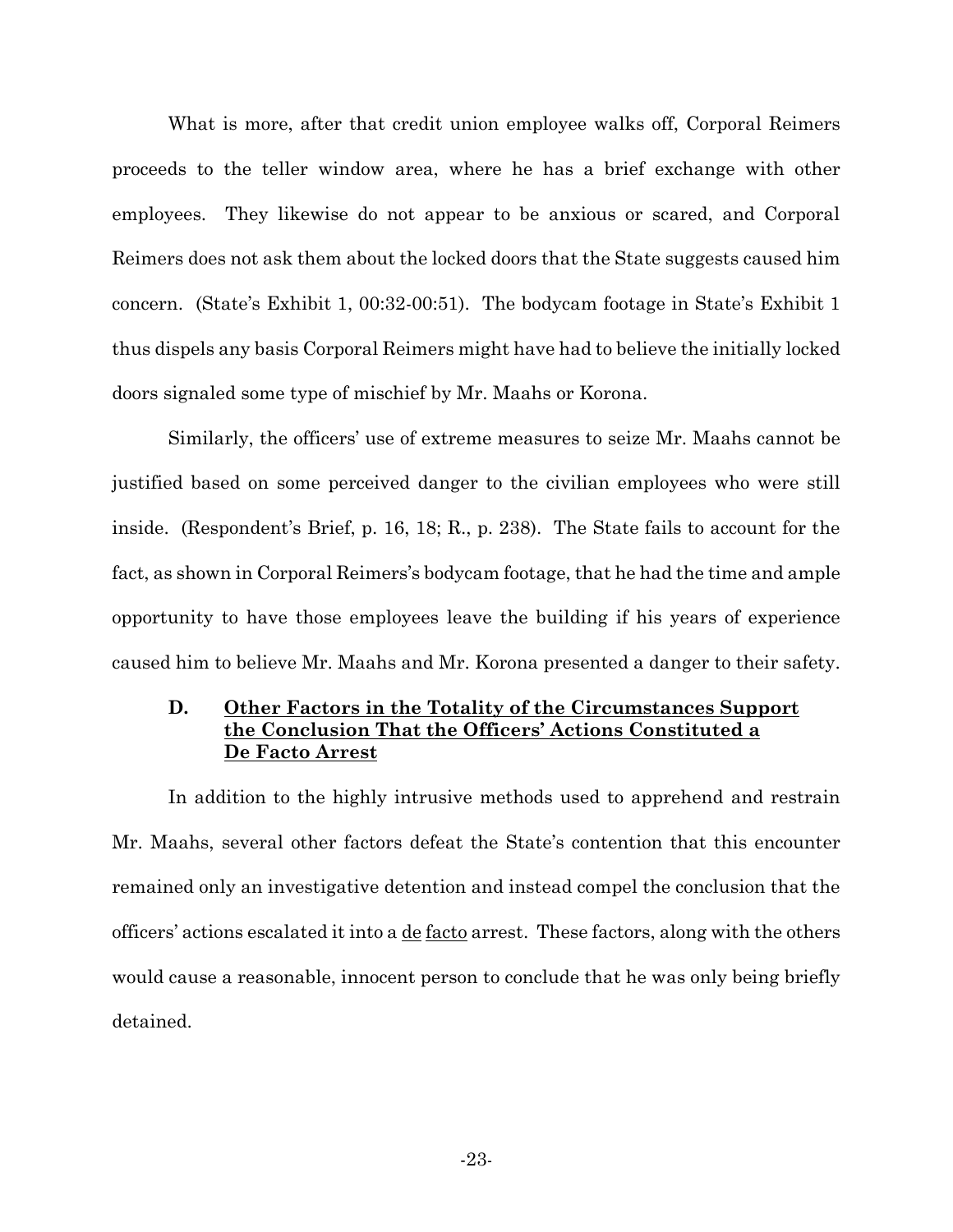What is more, after that credit union employee walks off, Corporal Reimers proceeds to the teller window area, where he has a brief exchange with other employees. They likewise do not appear to be anxious or scared, and Corporal Reimers does not ask them about the locked doors that the State suggests caused him concern. (State's Exhibit 1, 00:32-00:51). The bodycam footage in State's Exhibit 1 thus dispels any basis Corporal Reimers might have had to believe the initially locked doors signaled some type of mischief by Mr. Maahs or Korona.

Similarly, the officers' use of extreme measures to seize Mr. Maahs cannot be justified based on some perceived danger to the civilian employees who were still inside. (Respondent's Brief, p. 16, 18; R., p. 238). The State fails to account for the fact, as shown in Corporal Reimers's bodycam footage, that he had the time and ample opportunity to have those employees leave the building if his years of experience caused him to believe Mr. Maahs and Mr. Korona presented a danger to their safety.

### D. Other Factors in the Totality of the Circumstances Support the Conclusion That the Officers' Actions Constituted a De Facto Arrest

In addition to the highly intrusive methods used to apprehend and restrain Mr. Maahs, several other factors defeat the State's contention that this encounter remained only an investigative detention and instead compel the conclusion that the officers' actions escalated it into a de facto arrest. These factors, along with the others would cause a reasonable, innocent person to conclude that he was only being briefly detained.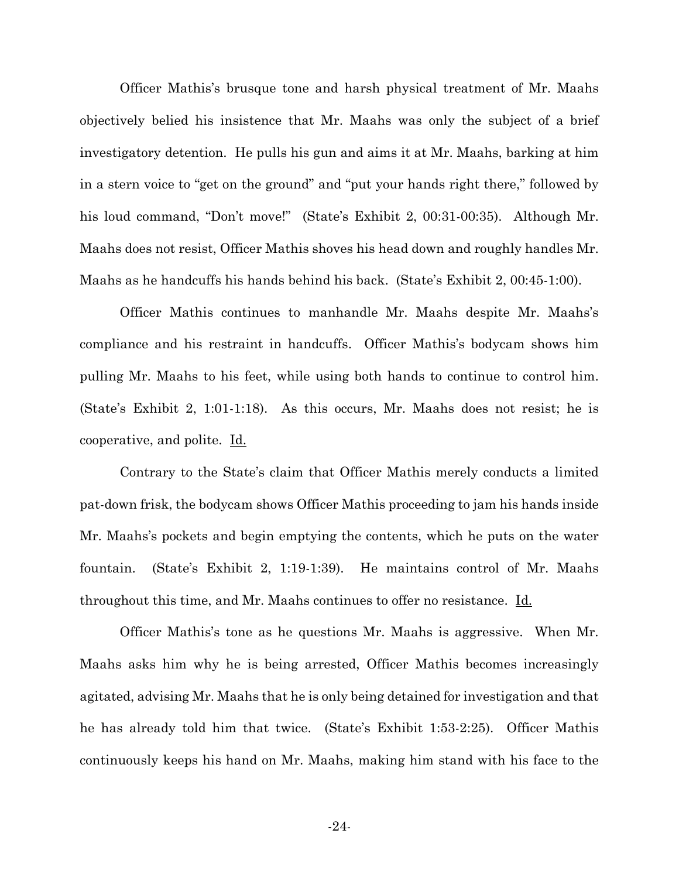Officer Mathis's brusque tone and harsh physical treatment of Mr. Maahs objectively belied his insistence that Mr. Maahs was only the subject of a brief investigatory detention. He pulls his gun and aims it at Mr. Maahs, barking at him in a stern voice to "get on the ground" and "put your hands right there," followed by his loud command, "Don't move!" (State's Exhibit 2, 00:31-00:35). Although Mr. Maahs does not resist, Officer Mathis shoves his head down and roughly handles Mr. Maahs as he handcuffs his hands behind his back. (State's Exhibit 2, 00:45-1:00).

Officer Mathis continues to manhandle Mr. Maahs despite Mr. Maahs's compliance and his restraint in handcuffs. Officer Mathis's bodycam shows him pulling Mr. Maahs to his feet, while using both hands to continue to control him. (State's Exhibit 2, 1:01-1:18). As this occurs, Mr. Maahs does not resist; he is cooperative, and polite. Id.

Contrary to the State's claim that Officer Mathis merely conducts a limited pat-down frisk, the bodycam shows Officer Mathis proceeding to jam his hands inside Mr. Maahs's pockets and begin emptying the contents, which he puts on the water fountain. (State's Exhibit 2, 1:19-1:39). He maintains control of Mr. Maahs throughout this time, and Mr. Maahs continues to offer no resistance. Id.

Officer Mathis's tone as he questions Mr. Maahs is aggressive. When Mr. Maahs asks him why he is being arrested, Officer Mathis becomes increasingly agitated, advising Mr. Maahs that he is only being detained for investigation and that he has already told him that twice. (State's Exhibit 1:53-2:25). Officer Mathis continuously keeps his hand on Mr. Maahs, making him stand with his face to the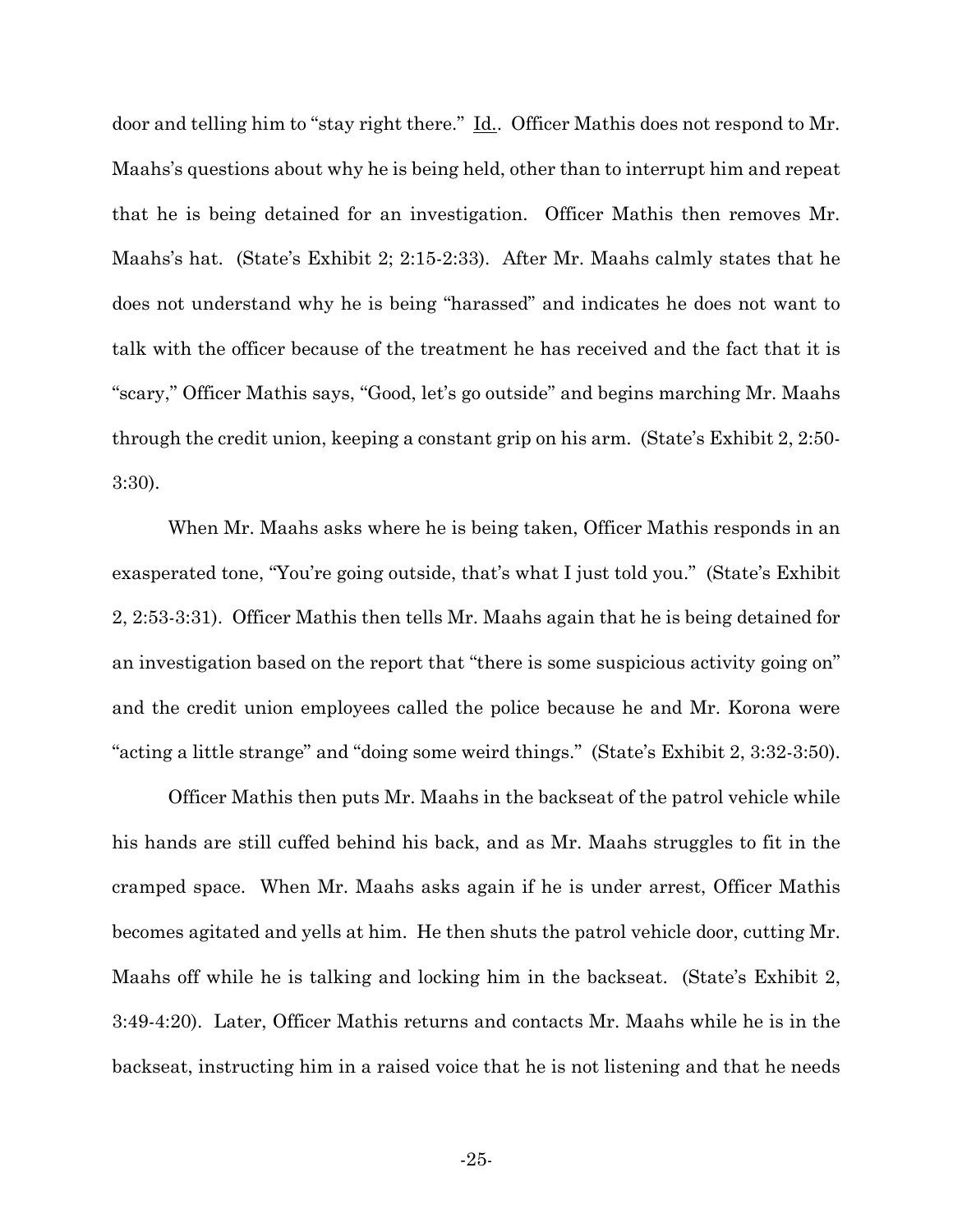door and telling him to "stay right there." Id.. Officer Mathis does not respond to Mr. Maahs's questions about why he is being held, other than to interrupt him and repeat that he is being detained for an investigation. Officer Mathis then removes Mr. Maahs's hat. (State's Exhibit 2; 2:15-2:33). After Mr. Maahs calmly states that he does not understand why he is being "harassed" and indicates he does not want to talk with the officer because of the treatment he has received and the fact that it is "scary," Officer Mathis says, "Good, let's go outside" and begins marching Mr. Maahs through the credit union, keeping a constant grip on his arm. (State's Exhibit 2, 2:50-3:30).

When Mr. Maahs asks where he is being taken, Officer Mathis responds in an exasperated tone, "You're going outside, that's what I just told you." (State's Exhibit 2, 2:53-3:31). Officer Mathis then tells Mr. Maahs again that he is being detained for an investigation based on the report that "there is some suspicious activity going on" and the credit union employees called the police because he and Mr. Korona were "acting a little strange" and "doing some weird things." (State's Exhibit 2, 3:32-3:50).

Officer Mathis then puts Mr. Maahs in the backseat of the patrol vehicle while his hands are still cuffed behind his back, and as Mr. Maahs struggles to fit in the cramped space. When Mr. Maahs asks again if he is under arrest, Officer Mathis becomes agitated and yells at him. He then shuts the patrol vehicle door, cutting Mr. Maahs off while he is talking and locking him in the backseat. (State's Exhibit 2, 3:49-4:20). Later, Officer Mathis returns and contacts Mr. Maahs while he is in the backseat, instructing him in a raised voice that he is not listening and that he needs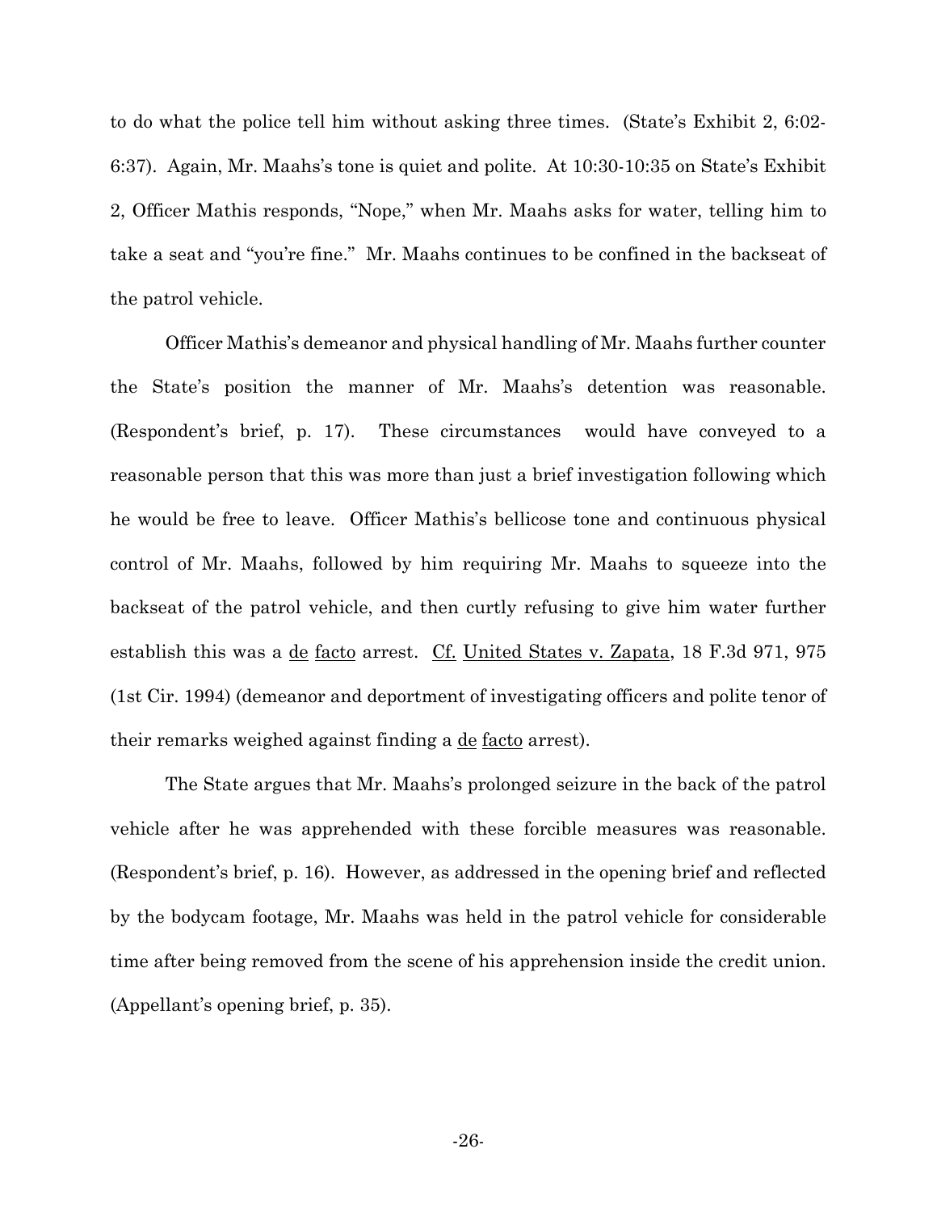to do what the police tell him without asking three times. (State's Exhibit 2, 6:02-6:37). Again, Mr. Maahs's tone is quiet and polite. At 10:30-10:35 on State's Exhibit 2, Officer Mathis responds, "Nope," when Mr. Maahs asks for water, telling him to take a seat and "you're fine." Mr. Maahs continues to be confined in the backseat of the patrol vehicle.

Officer Mathis's demeanor and physical handling of Mr. Maahs further counter the State's position the manner of Mr. Maahs's detention was reasonable. (Respondent's brief, p. 17). These circumstances would have conveyed to a reasonable person that this was more than just a brief investigation following which he would be free to leave. Officer Mathis's bellicose tone and continuous physical control of Mr. Maahs, followed by him requiring Mr. Maahs to squeeze into the backseat of the patrol vehicle, and then curtly refusing to give him water further establish this was a de facto arrest. Cf. United States v. Zapata, 18 F.3d 971, 975 (1st Cir. 1994) (demeanor and deportment of investigating officers and polite tenor of their remarks weighed against finding a de facto arrest).

The State argues that Mr. Maahs's prolonged seizure in the back of the patrol vehicle after he was apprehended with these forcible measures was reasonable. (Respondent's brief, p. 16). However, as addressed in the opening brief and reflected by the bodycam footage, Mr. Maahs was held in the patrol vehicle for considerable time after being removed from the scene of his apprehension inside the credit union. (Appellant's opening brief, p. 35).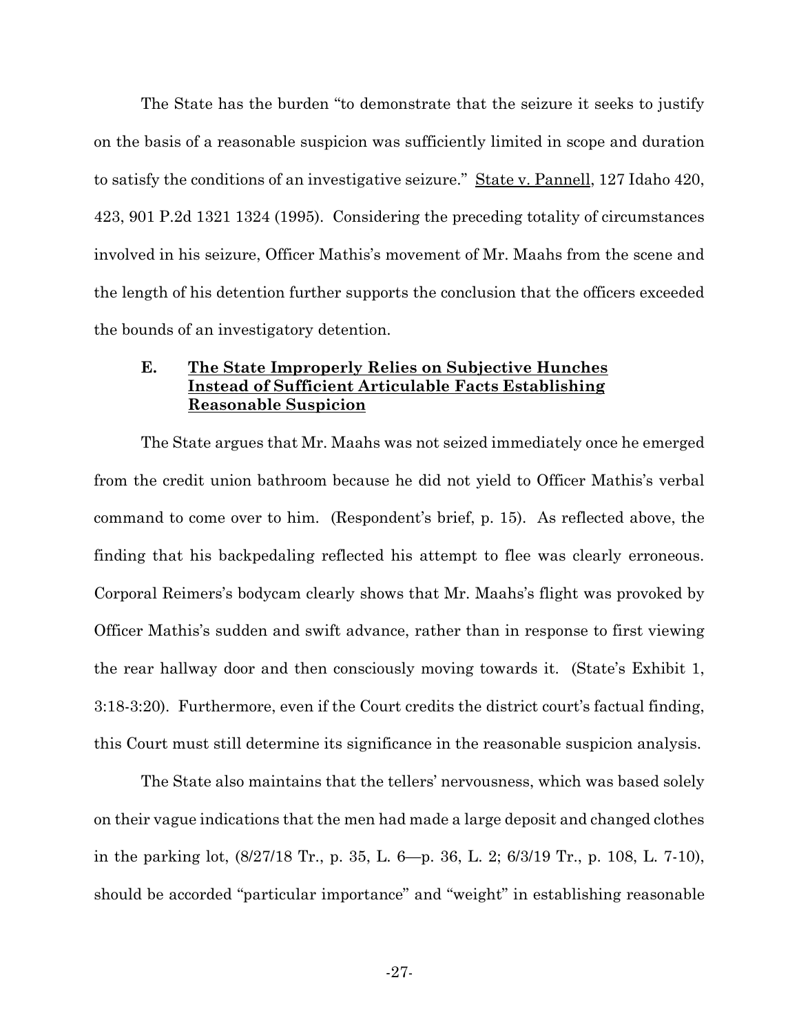The State has the burden "to demonstrate that the seizure it seeks to justify on the basis of a reasonable suspicion was sufficiently limited in scope and duration to satisfy the conditions of an investigative seizure." State v. Pannell, 127 Idaho 420, 423, 901 P.2d 1321 1324 (1995). Considering the preceding totality of circumstances involved in his seizure, Officer Mathis's movement of Mr. Maahs from the scene and the length of his detention further supports the conclusion that the officers exceeded the bounds of an investigatory detention.

### E. The State Improperly Relies on Subjective Hunches Instead of Sufficient Articulable Facts Establishing Reasonable Suspicion

The State argues that Mr. Maahs was not seized immediately once he emerged from the credit union bathroom because he did not yield to Officer Mathis's verbal command to come over to him. (Respondent's brief, p. 15). As reflected above, the finding that his backpedaling reflected his attempt to flee was clearly erroneous. Corporal Reimers's bodycam clearly shows that Mr. Maahs's flight was provoked by Officer Mathis's sudden and swift advance, rather than in response to first viewing the rear hallway door and then consciously moving towards it. (State's Exhibit 1, 3:18-3:20). Furthermore, even if the Court credits the district court's factual finding, this Court must still determine its significance in the reasonable suspicion analysis.

The State also maintains that the tellers' nervousness, which was based solely on their vague indications that the men had made a large deposit and changed clothes in the parking lot, (8/27/18 Tr., p. 35, L. 6—p. 36, L. 2; 6/3/19 Tr., p. 108, L. 7-10), should be accorded "particular importance" and "weight" in establishing reasonable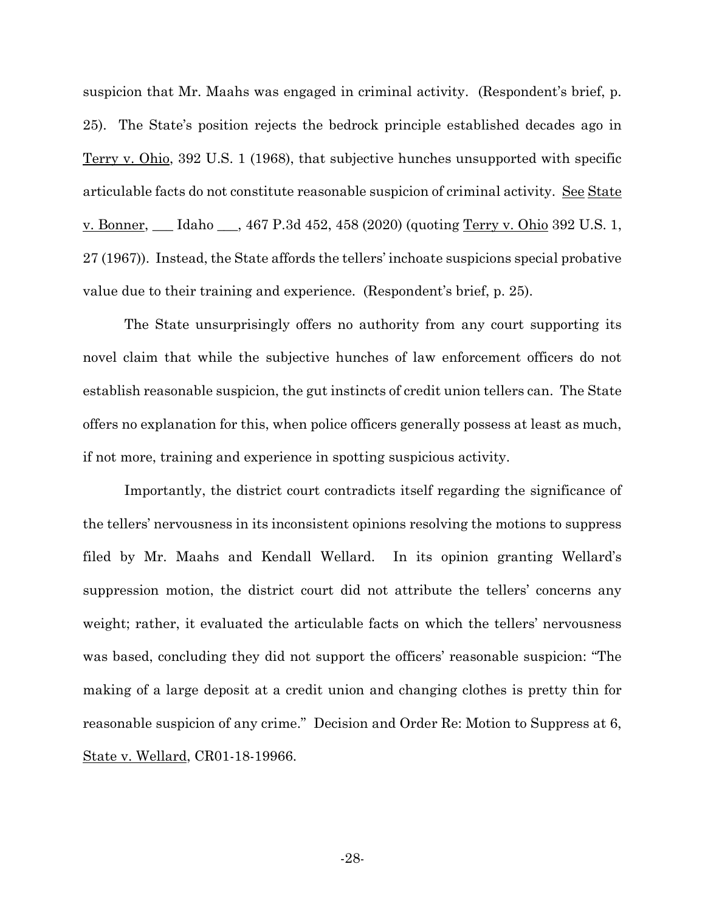suspicion that Mr. Maahs was engaged in criminal activity. (Respondent's brief, p. 25). The State's position rejects the bedrock principle established decades ago in Terry v. Ohio, 392 U.S. 1 (1968), that subjective hunches unsupported with specific articulable facts do not constitute reasonable suspicion of criminal activity. See State v. Bonner, ___ Idaho ___, 467 P.3d 452, 458 (2020) (quoting Terry v. Ohio 392 U.S. 1, 27 (1967)). Instead, the State affords the tellers' inchoate suspicions special probative value due to their training and experience. (Respondent's brief, p. 25).

The State unsurprisingly offers no authority from any court supporting its novel claim that while the subjective hunches of law enforcement officers do not establish reasonable suspicion, the gut instincts of credit union tellers can. The State offers no explanation for this, when police officers generally possess at least as much, if not more, training and experience in spotting suspicious activity.

Importantly, the district court contradicts itself regarding the significance of the tellers' nervousness in its inconsistent opinions resolving the motions to suppress filed by Mr. Maahs and Kendall Wellard. In its opinion granting Wellard's suppression motion, the district court did not attribute the tellers' concerns any weight; rather, it evaluated the articulable facts on which the tellers' nervousness was based, concluding they did not support the officers' reasonable suspicion: "The making of a large deposit at a credit union and changing clothes is pretty thin for reasonable suspicion of any crime." Decision and Order Re: Motion to Suppress at 6, State v. Wellard, CR01-18-19966.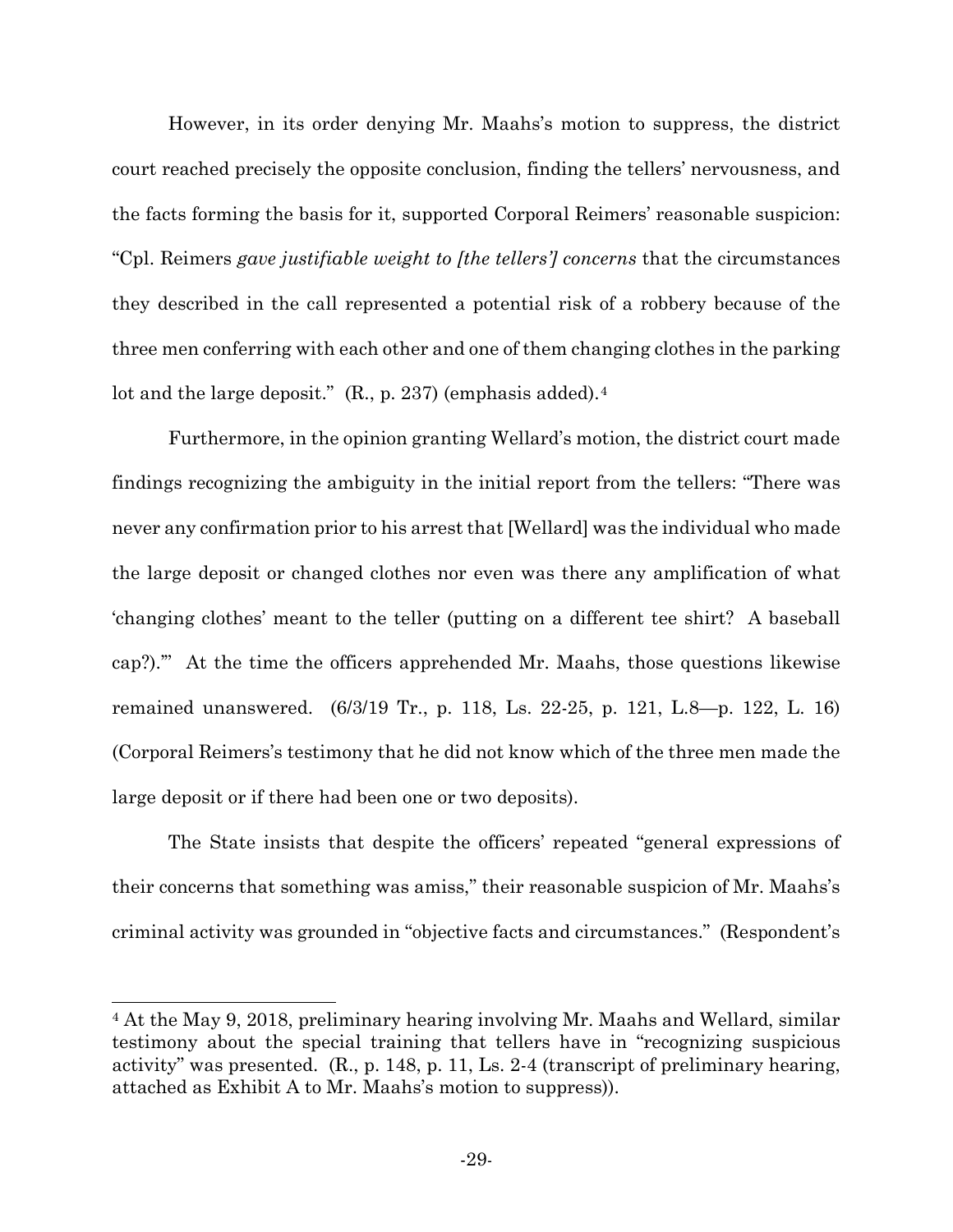However, in its order denying Mr. Maahs's motion to suppress, the district court reached precisely the opposite conclusion, finding the tellers' nervousness, and the facts forming the basis for it, supported Corporal Reimers' reasonable suspicion: "Cpl. Reimers *gave justifiable weight to [the tellers'] concerns* that the circumstances they described in the call represented a potential risk of a robbery because of the three men conferring with each other and one of them changing clothes in the parking lot and the large deposit." (R., p. 237) (emphasis added).[4]

Furthermore, in the opinion granting Wellard's motion, the district court made findings recognizing the ambiguity in the initial report from the tellers: "There was never any confirmation prior to his arrest that [Wellard] was the individual who made the large deposit or changed clothes nor even was there any amplification of what 'changing clothes' meant to the teller (putting on a different tee shirt? A baseball cap?).'" At the time the officers apprehended Mr. Maahs, those questions likewise remained unanswered. (6/3/19 Tr., p. 118, Ls. 22-25, p. 121, L.8—p. 122, L. 16) (Corporal Reimers's testimony that he did not know which of the three men made the large deposit or if there had been one or two deposits).

The State insists that despite the officers' repeated "general expressions of their concerns that something was amiss," their reasonable suspicion of Mr. Maahs's criminal activity was grounded in "objective facts and circumstances." (Respondent's

---

[4] At the May 9, 2018, preliminary hearing involving Mr. Maahs and Wellard, similar testimony about the special training that tellers have in "recognizing suspicious activity" was presented. (R., p. 148, p. 11, Ls. 2-4 (transcript of preliminary hearing, attached as Exhibit A to Mr. Maahs's motion to suppress)).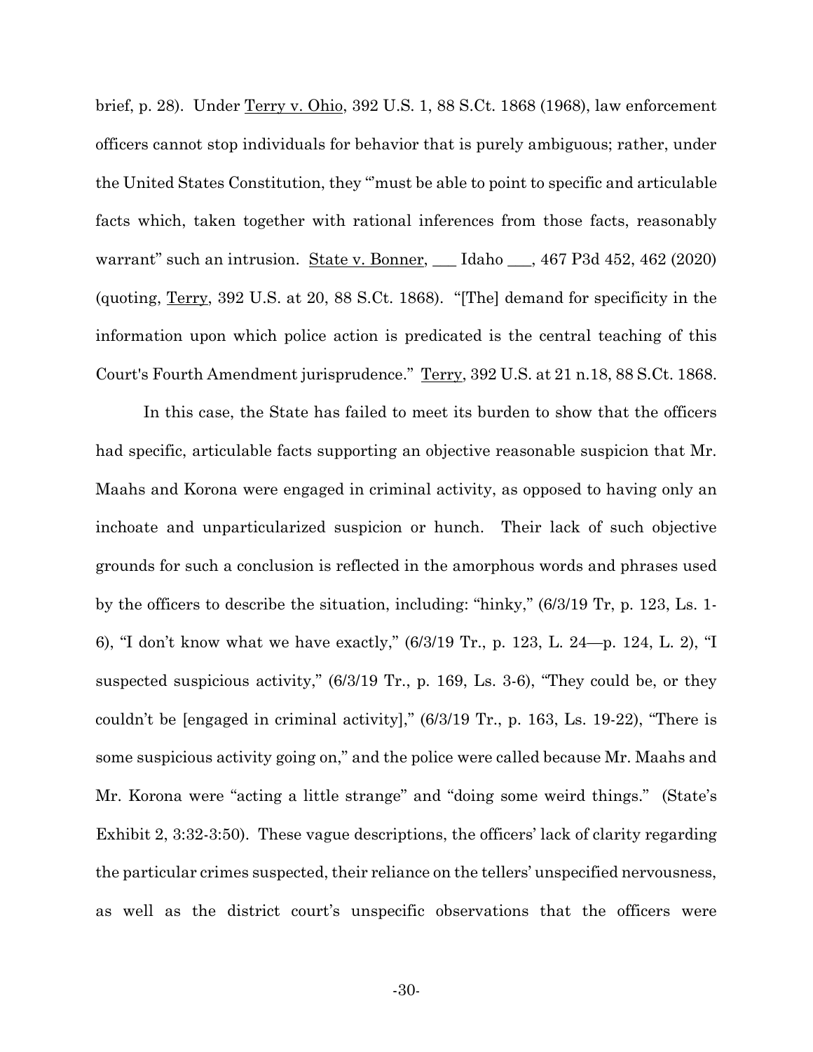brief, p. 28). Under Terry v. Ohio, 392 U.S. 1, 88 S.Ct. 1868 (1968), law enforcement officers cannot stop individuals for behavior that is purely ambiguous; rather, under the United States Constitution, they "'must be able to point to specific and articulable facts which, taken together with rational inferences from those facts, reasonably warrant" such an intrusion. State v. Bonner, ___ Idaho ___, 467 P3d 452, 462 (2020) (quoting, Terry, 392 U.S. at 20, 88 S.Ct. 1868). "[The] demand for specificity in the information upon which police action is predicated is the central teaching of this Court's Fourth Amendment jurisprudence." Terry, 392 U.S. at 21 n.18, 88 S.Ct. 1868.

In this case, the State has failed to meet its burden to show that the officers had specific, articulable facts supporting an objective reasonable suspicion that Mr. Maahs and Korona were engaged in criminal activity, as opposed to having only an inchoate and unparticularized suspicion or hunch. Their lack of such objective grounds for such a conclusion is reflected in the amorphous words and phrases used by the officers to describe the situation, including: "hinky," (6/3/19 Tr, p. 123, Ls. 1-6), "I don't know what we have exactly," (6/3/19 Tr., p. 123, L. 24—p. 124, L. 2), "I suspected suspicious activity," (6/3/19 Tr., p. 169, Ls. 3-6), "They could be, or they couldn't be [engaged in criminal activity]," (6/3/19 Tr., p. 163, Ls. 19-22), "There is some suspicious activity going on," and the police were called because Mr. Maahs and Mr. Korona were "acting a little strange" and "doing some weird things." (State's Exhibit 2, 3:32-3:50). These vague descriptions, the officers' lack of clarity regarding the particular crimes suspected, their reliance on the tellers' unspecified nervousness, as well as the district court's unspecific observations that the officers were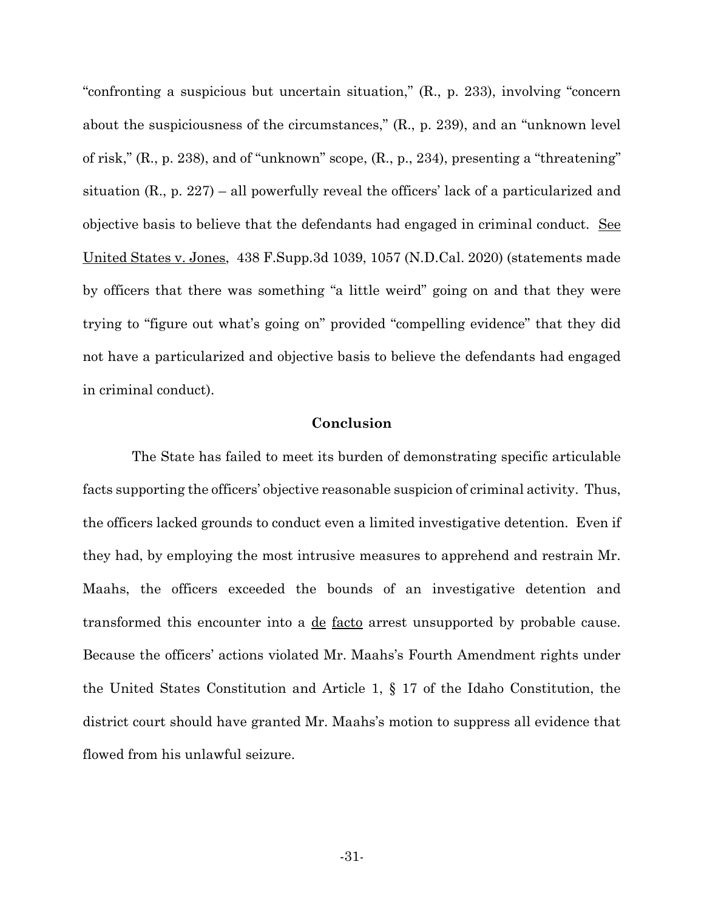"confronting a suspicious but uncertain situation," (R., p. 233), involving "concern about the suspiciousness of the circumstances," (R., p. 239), and an "unknown level of risk," (R., p. 238), and of "unknown" scope, (R., p., 234), presenting a "threatening" situation (R., p. 227) – all powerfully reveal the officers' lack of a particularized and objective basis to believe that the defendants had engaged in criminal conduct. See United States v. Jones, 438 F.Supp.3d 1039, 1057 (N.D.Cal. 2020) (statements made by officers that there was something "a little weird" going on and that they were trying to "figure out what's going on" provided "compelling evidence" that they did not have a particularized and objective basis to believe the defendants had engaged in criminal conduct).

## Conclusion

The State has failed to meet its burden of demonstrating specific articulable facts supporting the officers' objective reasonable suspicion of criminal activity. Thus, the officers lacked grounds to conduct even a limited investigative detention. Even if they had, by employing the most intrusive measures to apprehend and restrain Mr. Maahs, the officers exceeded the bounds of an investigative detention and transformed this encounter into a de facto arrest unsupported by probable cause. Because the officers' actions violated Mr. Maahs's Fourth Amendment rights under the United States Constitution and Article 1, § 17 of the Idaho Constitution, the district court should have granted Mr. Maahs's motion to suppress all evidence that flowed from his unlawful seizure.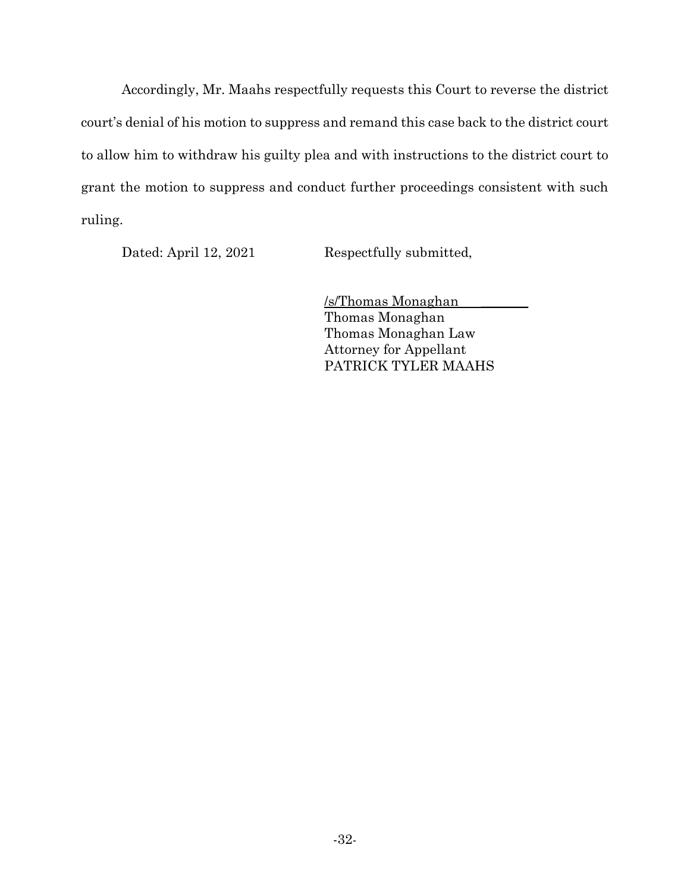Accordingly, Mr. Maahs respectfully requests this Court to reverse the district court's denial of his motion to suppress and remand this case back to the district court to allow him to withdraw his guilty plea and with instructions to the district court to grant the motion to suppress and conduct further proceedings consistent with such ruling.

Dated: April 12, 2021

Respectfully submitted,

/s/Thomas Monaghan  
Thomas Monaghan  
Thomas Monaghan Law  
Attorney for Appellant  
PATRICK TYLER MAAHS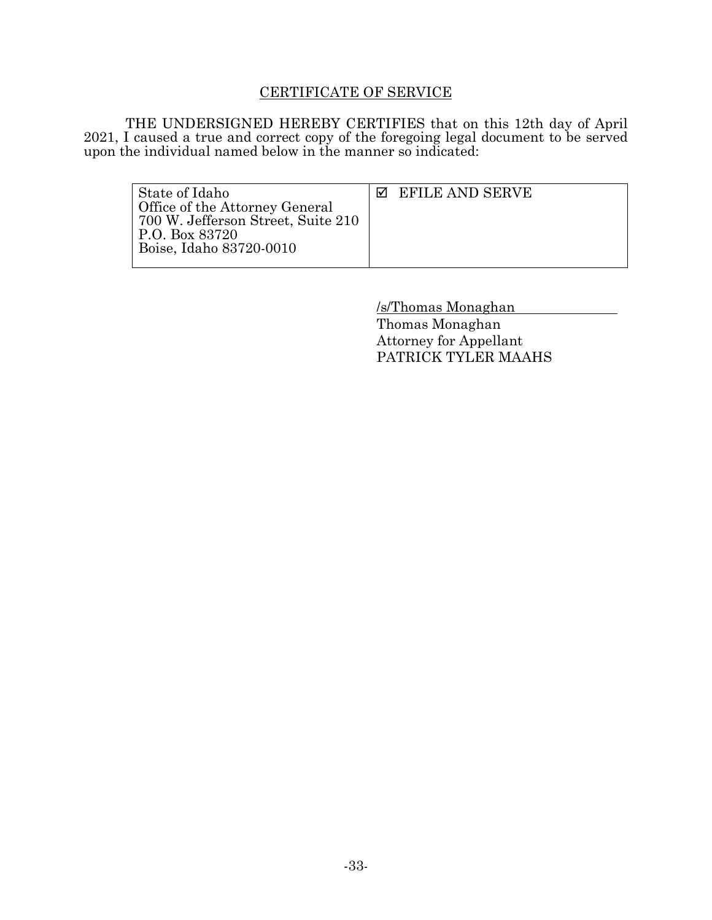## CERTIFICATE OF SERVICE

THE UNDERSIGNED HEREBY CERTIFIES that on this 12th day of April 2021, I caused a true and correct copy of the foregoing legal document to be served upon the individual named below in the manner so indicated:

| | |
|---|---|
| State of Idaho<br>Office of the Attorney General<br>700 W. Jefferson Street, Suite 210<br>P.O. Box 83720<br>Boise, Idaho 83720-0010 | ☑ EFILE AND SERVE |

/s/Thomas Monaghan
Thomas Monaghan
Attorney for Appellant
PATRICK TYLER MAAHS